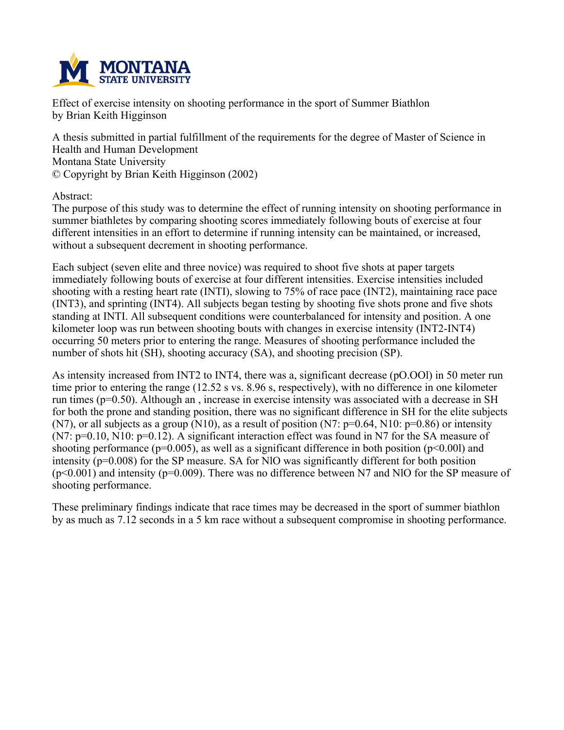Effect of exercise intensity on shooting performance in the sport of Summer Biathlon
by Brian Keith Higginson

A thesis submitted in partial fulfillment of the requirements for the degree of Master of Science in Health and Human Development
Montana State University
© Copyright by Brian Keith Higginson (2002)

Abstract:

The purpose of this study was to determine the effect of running intensity on shooting performance in summer biathletes by comparing shooting scores immediately following bouts of exercise at four different intensities in an effort to determine if running intensity can be maintained, or increased, without a subsequent decrement in shooting performance.

Each subject (seven elite and three novice) was required to shoot five shots at paper targets immediately following bouts of exercise at four different intensities. Exercise intensities included shooting with a resting heart rate (INTI), slowing to 75% of race pace (INT2), maintaining race pace (INT3), and sprinting (INT4). All subjects began testing by shooting five shots prone and five shots standing at INTI. All subsequent conditions were counterbalanced for intensity and position. A one kilometer loop was run between shooting bouts with changes in exercise intensity (INT2-INT4) occurring 50 meters prior to entering the range. Measures of shooting performance included the number of shots hit (SH), shooting accuracy (SA), and shooting precision (SP).

As intensity increased from INT2 to INT4, there was a, significant decrease (pO.OOl) in 50 meter run time prior to entering the range (12.52 s vs. 8.96 s, respectively), with no difference in one kilometer run times (p=0.50). Although an , increase in exercise intensity was associated with a decrease in SH for both the prone and standing position, there was no significant difference in SH for the elite subjects (N7), or all subjects as a group (N10), as a result of position (N7: p=0.64, N10: p=0.86) or intensity (N7: p=0.10, N10: p=0.12). A significant interaction effect was found in N7 for the SA measure of shooting performance (p=0.005), as well as a significant difference in both position (p<0.00l) and intensity (p=0.008) for the SP measure. SA for NlO was significantly different for both position (p<0.001) and intensity (p=0.009). There was no difference between N7 and NlO for the SP measure of shooting performance.

These preliminary findings indicate that race times may be decreased in the sport of summer biathlon by as much as 7.12 seconds in a 5 km race without a subsequent compromise in shooting performance.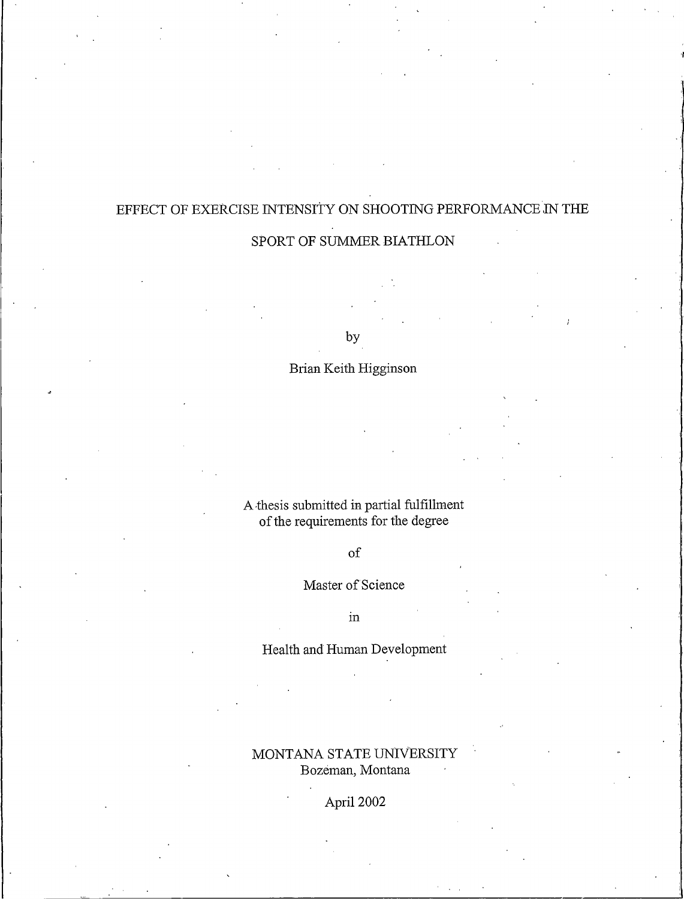# EFFECT OF EXERCISE INTENSITY ON SHOOTING PERFORMANCE IN THE SPORT OF SUMMER BIATHLON

by

Brian Keith Higginson

A thesis submitted in partial fulfillment
of the requirements for the degree

of

Master of Science

in

Health and Human Development

MONTANA STATE UNIVERSITY
Bozeman, Montana

April 2002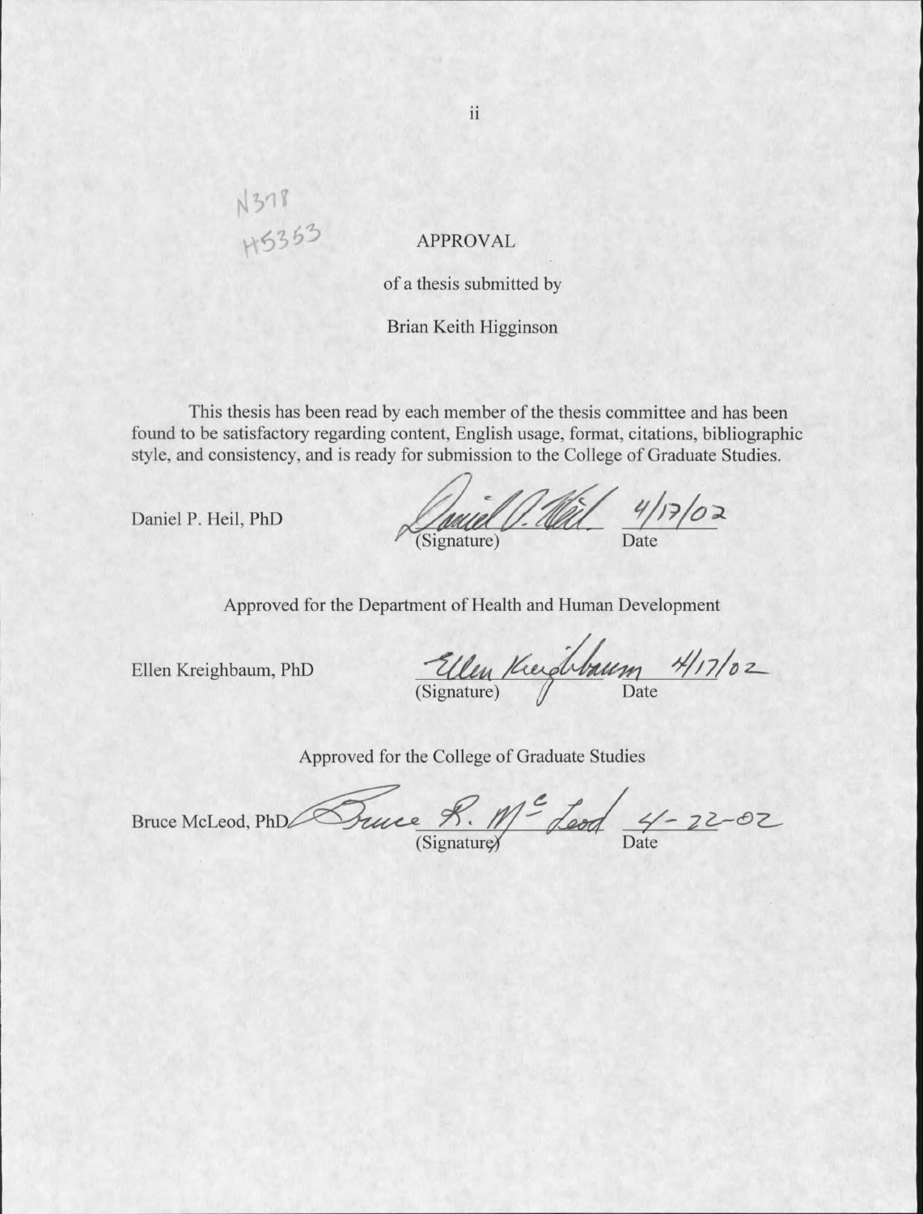N378
H5353

# APPROVAL

of a thesis submitted by

Brian Keith Higginson

This thesis has been read by each member of the thesis committee and has been found to be satisfactory regarding content, English usage, format, citations, bibliographic style, and consistency, and is ready for submission to the College of Graduate Studies.

Daniel P. Heil, PhD ____________ (Signature) 4/17/02 Date

Approved for the Department of Health and Human Development

Ellen Kreighbaum, PhD ____________ (Signature) 4/17/02 Date

Approved for the College of Graduate Studies

Bruce McLeod, PhD ____________ (Signature) 4-22-02 Date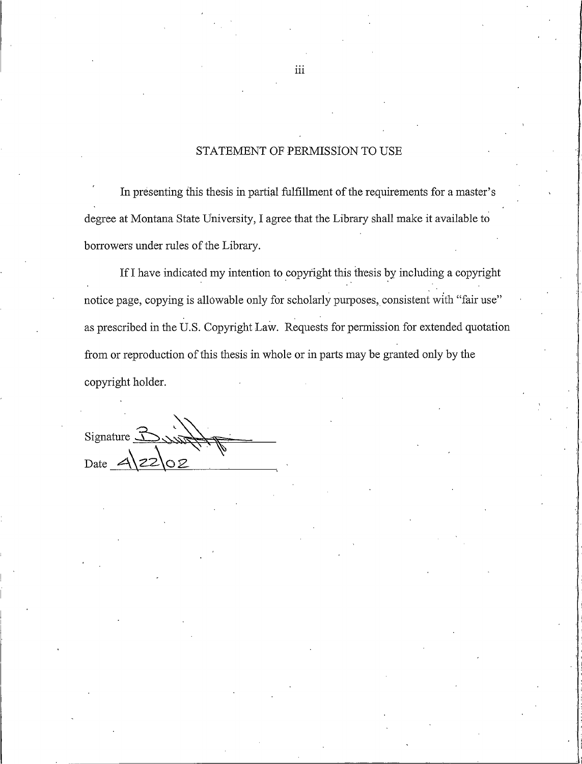## STATEMENT OF PERMISSION TO USE

In presenting this thesis in partial fulfillment of the requirements for a master's degree at Montana State University, I agree that the Library shall make it available to borrowers under rules of the Library.

If I have indicated my intention to copyright this thesis by including a copyright notice page, copying is allowable only for scholarly purposes, consistent with "fair use" as prescribed in the U.S. Copyright Law. Requests for permission for extended quotation from or reproduction of this thesis in whole or in parts may be granted only by the copyright holder.

Signature ____________________

Date 4\22\02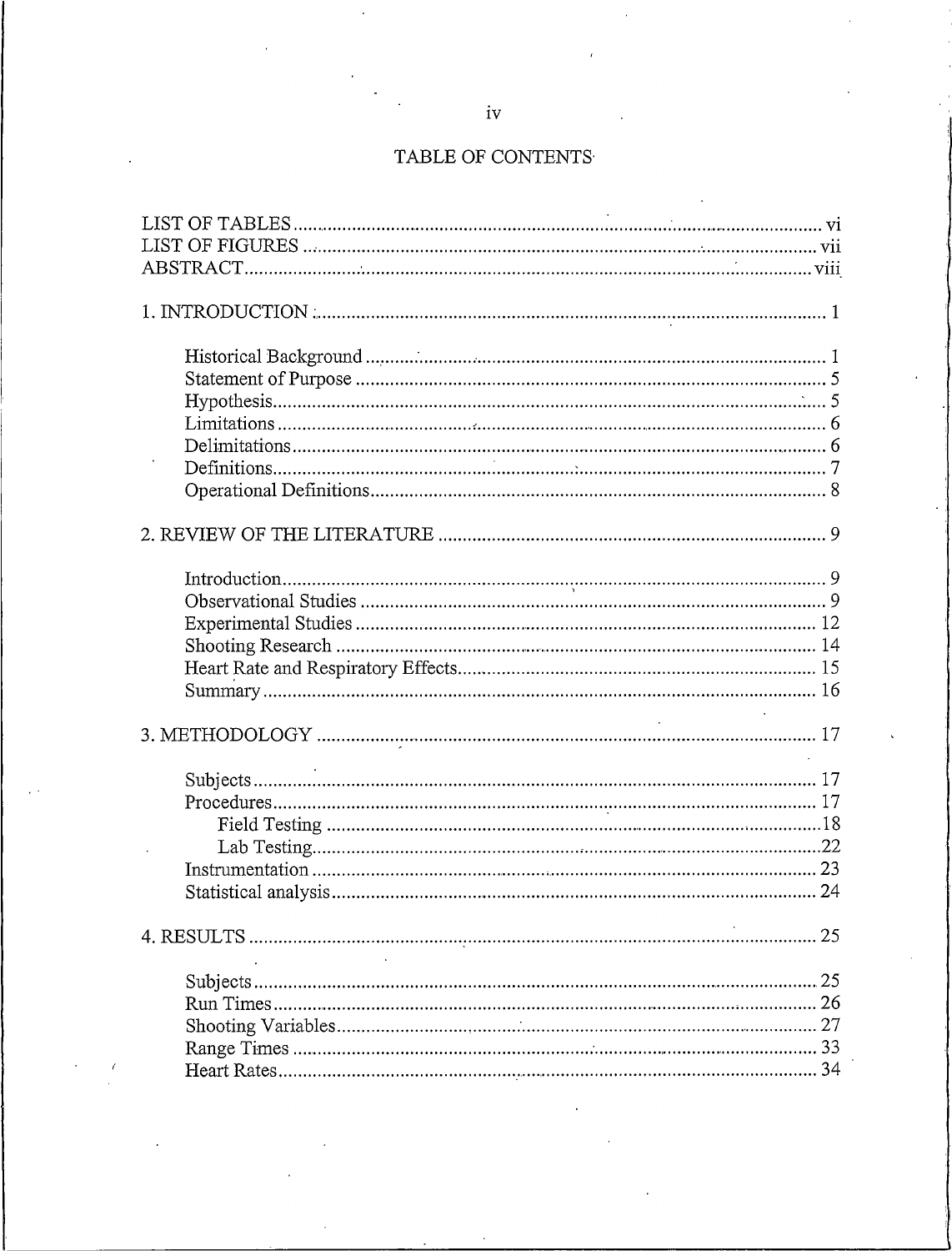# TABLE OF CONTENTS

LIST OF TABLES ..... vi
LIST OF FIGURES ..... vii
ABSTRACT ..... viii

1. INTRODUCTION ..... 1

    Historical Background ..... 1
    Statement of Purpose ..... 5
    Hypothesis ..... 5
    Limitations ..... 6
    Delimitations ..... 6
    Definitions ..... 7
    Operational Definitions ..... 8

2. REVIEW OF THE LITERATURE ..... 9

    Introduction ..... 9
    Observational Studies ..... 9
    Experimental Studies ..... 12
    Shooting Research ..... 14
    Heart Rate and Respiratory Effects ..... 15
    Summary ..... 16

3. METHODOLOGY ..... 17

    Subjects ..... 17
    Procedures ..... 17
        Field Testing ..... 18
        Lab Testing ..... 22
    Instrumentation ..... 23
    Statistical analysis ..... 24

4. RESULTS ..... 25

    Subjects ..... 25
    Run Times ..... 26
    Shooting Variables ..... 27
    Range Times ..... 33
    Heart Rates ..... 34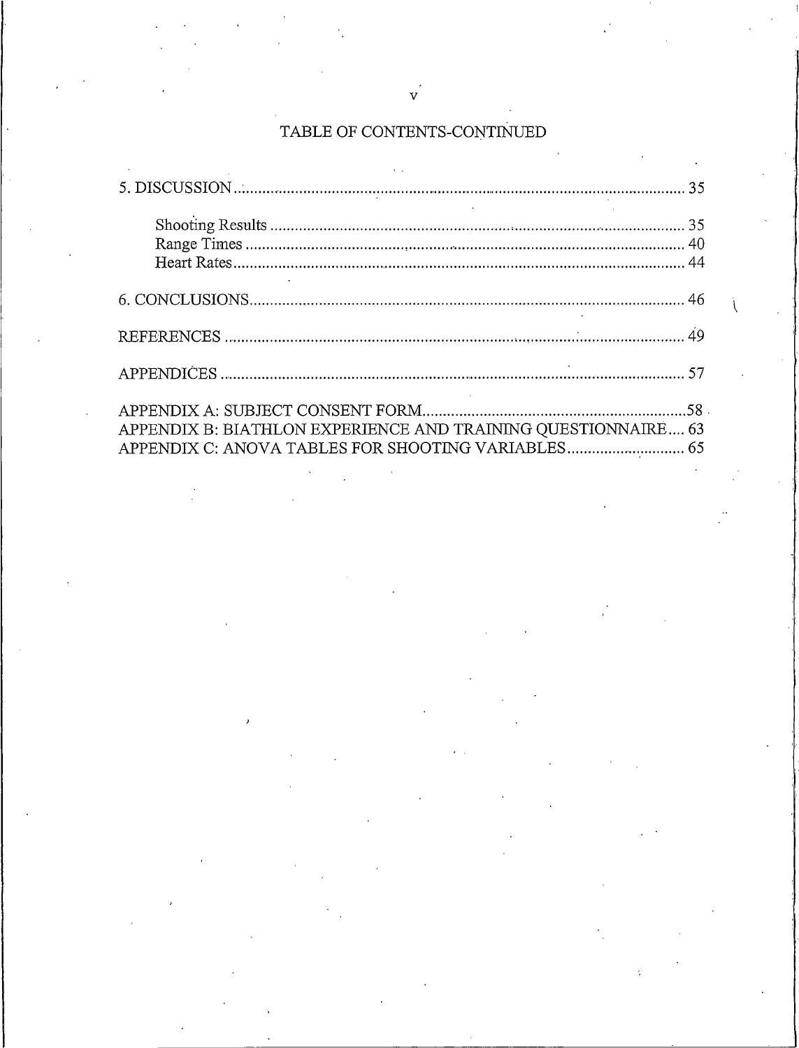## TABLE OF CONTENTS-CONTINUED

5. DISCUSSION .......... 35
    - Shooting Results .......... 35
    - Range Times .......... 40
    - Heart Rates .......... 44

6. CONCLUSIONS .......... 46

REFERENCES .......... 49

APPENDICES .......... 57

APPENDIX A: SUBJECT CONSENT FORM .......... 58
APPENDIX B: BIATHLON EXPERIENCE AND TRAINING QUESTIONNAIRE .......... 63
APPENDIX C: ANOVA TABLES FOR SHOOTING VARIABLES .......... 65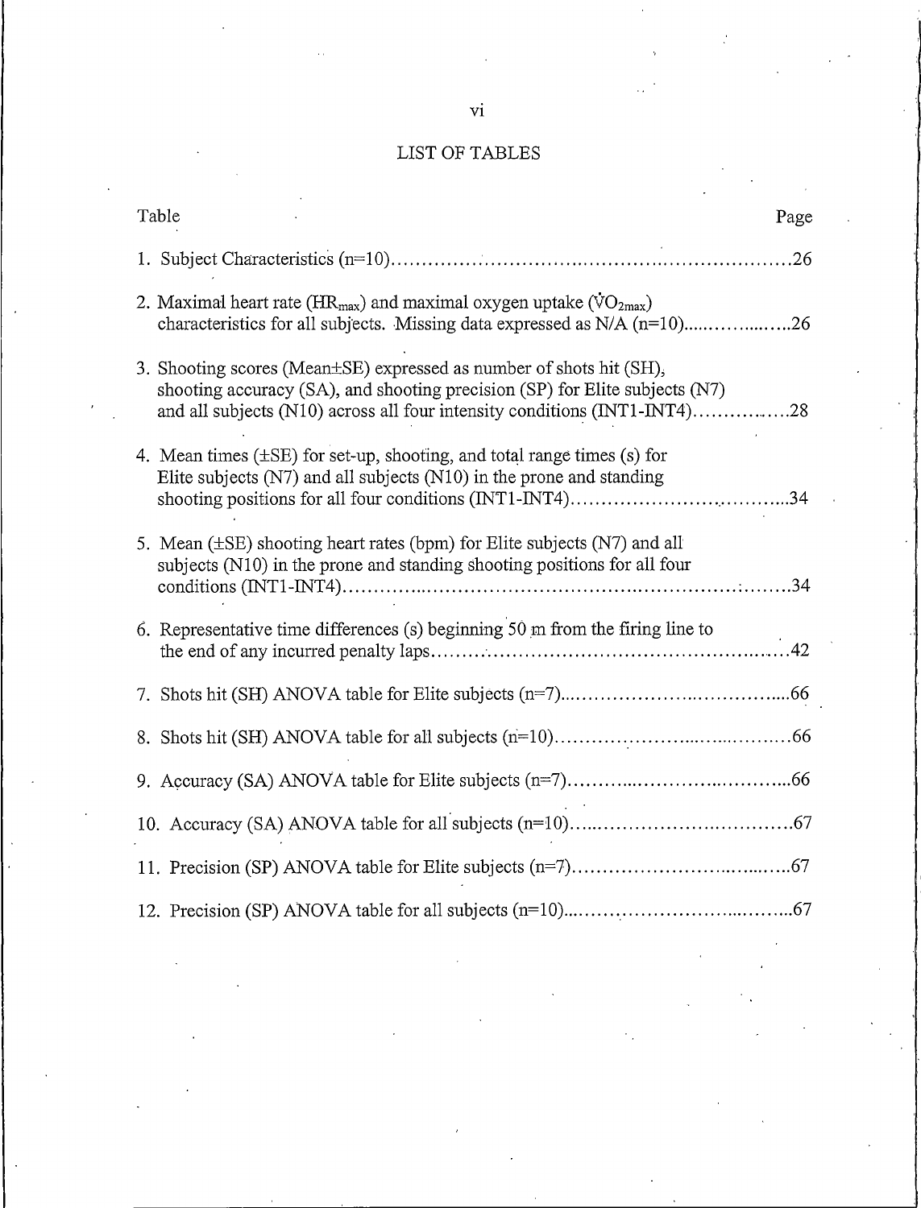# LIST OF TABLES

| Table | Page |
|---|---|
| 1. Subject Characteristics (n=10) | 26 |
| 2. Maximal heart rate ($HR_{max}$) and maximal oxygen uptake ($\dot{V}O_{2max}$) characteristics for all subjects. Missing data expressed as N/A (n=10) | 26 |
| 3. Shooting scores (Mean±SE) expressed as number of shots hit (SH), shooting accuracy (SA), and shooting precision (SP) for Elite subjects (N7) and all subjects (N10) across all four intensity conditions (INT1-INT4) | 28 |
| 4. Mean times (±SE) for set-up, shooting, and total range times (s) for Elite subjects (N7) and all subjects (N10) in the prone and standing shooting positions for all four conditions (INT1-INT4) | 34 |
| 5. Mean (±SE) shooting heart rates (bpm) for Elite subjects (N7) and all subjects (N10) in the prone and standing shooting positions for all four conditions (INT1-INT4) | 34 |
| 6. Representative time differences (s) beginning 50 m from the firing line to the end of any incurred penalty laps | 42 |
| 7. Shots hit (SH) ANOVA table for Elite subjects (n=7) | 66 |
| 8. Shots hit (SH) ANOVA table for all subjects (n=10) | 66 |
| 9. Accuracy (SA) ANOVA table for Elite subjects (n=7) | 66 |
| 10. Accuracy (SA) ANOVA table for all subjects (n=10) | 67 |
| 11. Precision (SP) ANOVA table for Elite subjects (n=7) | 67 |
| 12. Precision (SP) ANOVA table for all subjects (n=10) | 67 |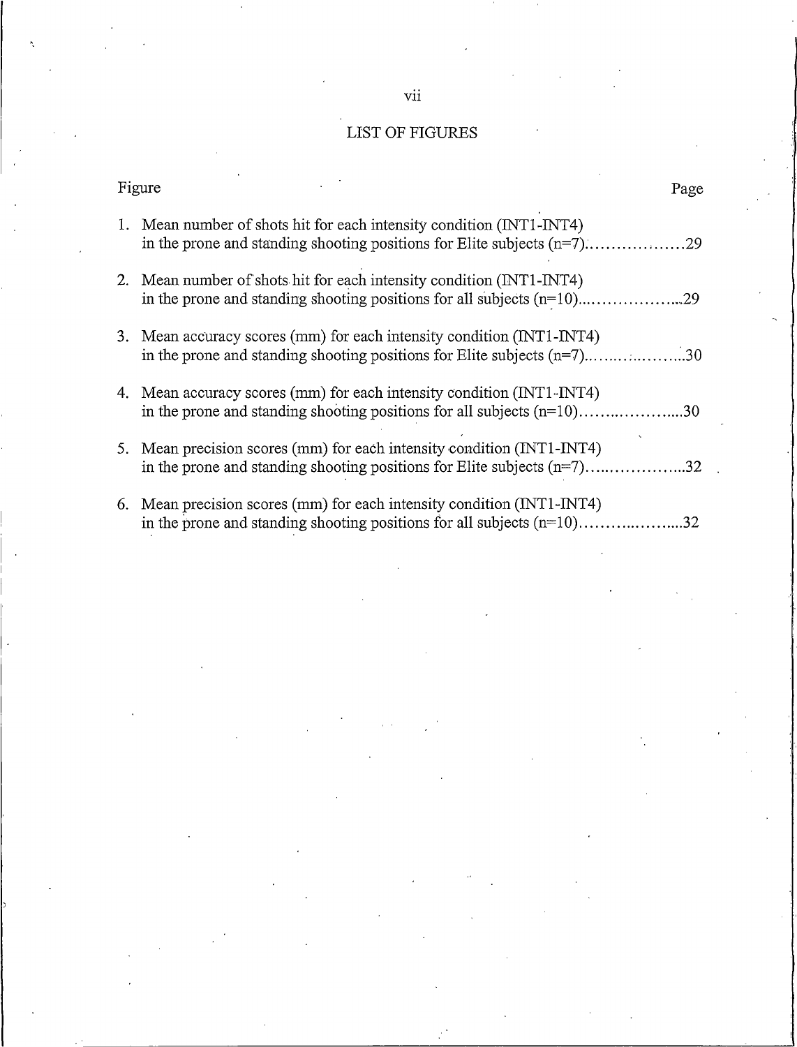# LIST OF FIGURES

| Figure | Page |
|---|---|
| 1. Mean number of shots hit for each intensity condition (INT1-INT4) in the prone and standing shooting positions for Elite subjects (n=7) | 29 |
| 2. Mean number of shots hit for each intensity condition (INT1-INT4) in the prone and standing shooting positions for all subjects (n=10) | 29 |
| 3. Mean accuracy scores (mm) for each intensity condition (INT1-INT4) in the prone and standing shooting positions for Elite subjects (n=7) | 30 |
| 4. Mean accuracy scores (mm) for each intensity condition (INT1-INT4) in the prone and standing shooting positions for all subjects (n=10) | 30 |
| 5. Mean precision scores (mm) for each intensity condition (INT1-INT4) in the prone and standing shooting positions for Elite subjects (n=7) | 32 |
| 6. Mean precision scores (mm) for each intensity condition (INT1-INT4) in the prone and standing shooting positions for all subjects (n=10) | 32 |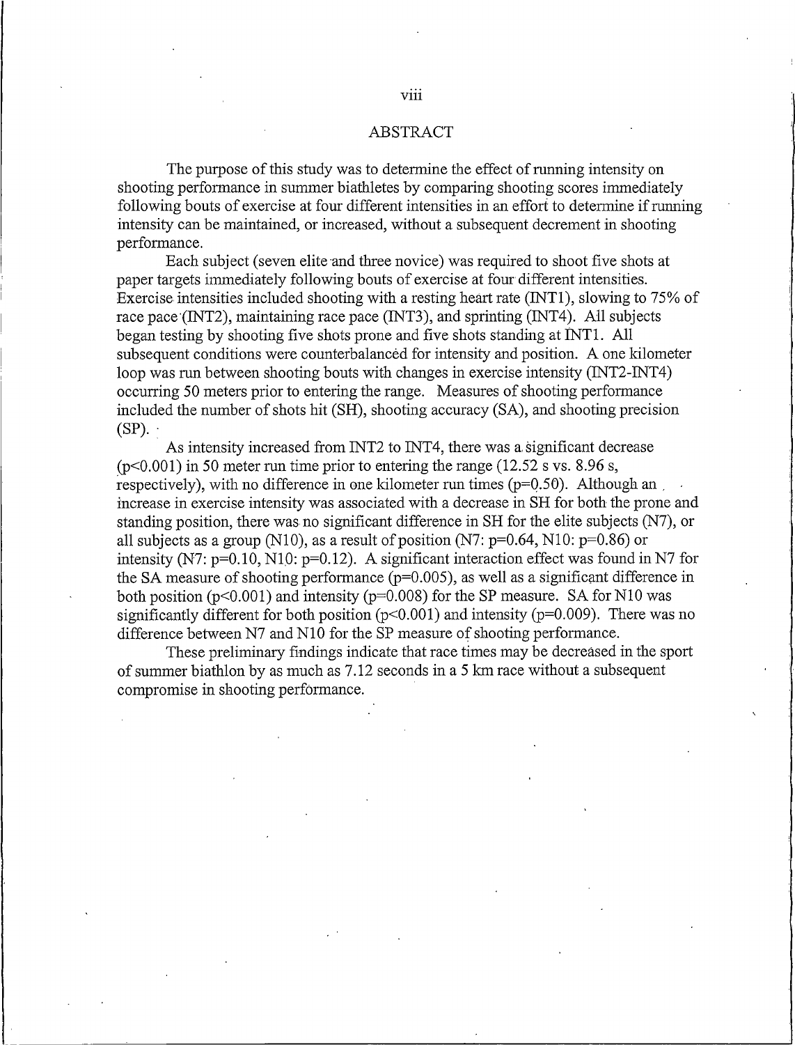# ABSTRACT

The purpose of this study was to determine the effect of running intensity on shooting performance in summer biathletes by comparing shooting scores immediately following bouts of exercise at four different intensities in an effort to determine if running intensity can be maintained, or increased, without a subsequent decrement in shooting performance.

Each subject (seven elite and three novice) was required to shoot five shots at paper targets immediately following bouts of exercise at four different intensities. Exercise intensities included shooting with a resting heart rate (INT1), slowing to 75% of race pace (INT2), maintaining race pace (INT3), and sprinting (INT4). All subjects began testing by shooting five shots prone and five shots standing at INT1. All subsequent conditions were counterbalanced for intensity and position. A one kilometer loop was run between shooting bouts with changes in exercise intensity (INT2-INT4) occurring 50 meters prior to entering the range. Measures of shooting performance included the number of shots hit (SH), shooting accuracy (SA), and shooting precision (SP).

As intensity increased from INT2 to INT4, there was a significant decrease ($p<0.001$) in 50 meter run time prior to entering the range (12.52 s vs. 8.96 s, respectively), with no difference in one kilometer run times ($p=0.50$). Although an increase in exercise intensity was associated with a decrease in SH for both the prone and standing position, there was no significant difference in SH for the elite subjects (N7), or all subjects as a group (N10), as a result of position (N7: $p=0.64$, N10: $p=0.86$) or intensity (N7: $p=0.10$, N10: $p=0.12$). A significant interaction effect was found in N7 for the SA measure of shooting performance ($p=0.005$), as well as a significant difference in both position ($p<0.001$) and intensity ($p=0.008$) for the SP measure. SA for N10 was significantly different for both position ($p<0.001$) and intensity ($p=0.009$). There was no difference between N7 and N10 for the SP measure of shooting performance.

These preliminary findings indicate that race times may be decreased in the sport of summer biathlon by as much as 7.12 seconds in a 5 km race without a subsequent compromise in shooting performance.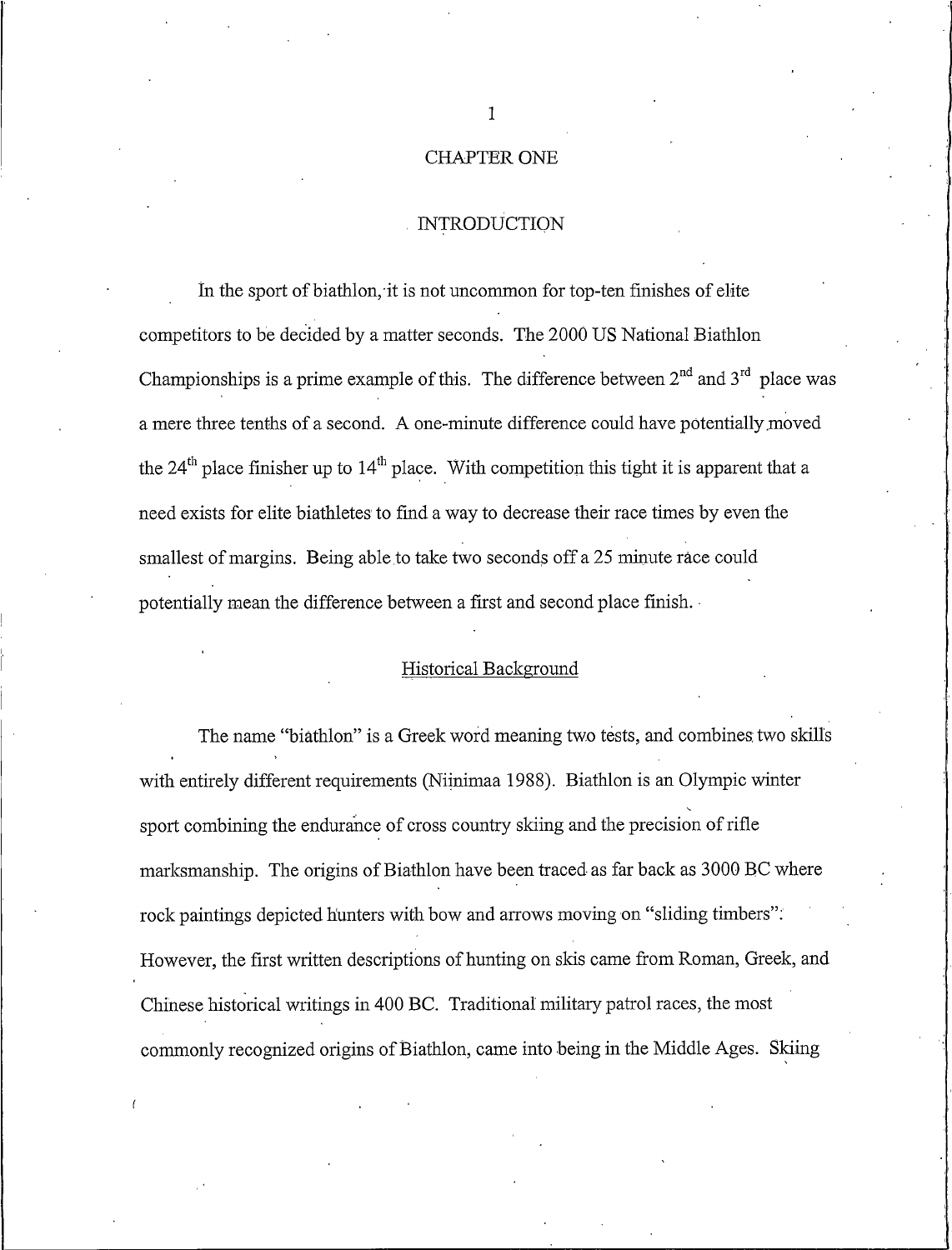# CHAPTER ONE

## INTRODUCTION

In the sport of biathlon, it is not uncommon for top-ten finishes of elite competitors to be decided by a matter seconds. The 2000 US National Biathlon Championships is a prime example of this. The difference between 2nd and 3rd place was a mere three tenths of a second. A one-minute difference could have potentially moved the 24th place finisher up to 14th place. With competition this tight it is apparent that a need exists for elite biathletes to find a way to decrease their race times by even the smallest of margins. Being able to take two seconds off a 25 minute race could potentially mean the difference between a first and second place finish.

### Historical Background

The name "biathlon" is a Greek word meaning two tests, and combines two skills with entirely different requirements (Niinimaa 1988). Biathlon is an Olympic winter sport combining the endurance of cross country skiing and the precision of rifle marksmanship. The origins of Biathlon have been traced as far back as 3000 BC where rock paintings depicted hunters with bow and arrows moving on "sliding timbers". However, the first written descriptions of hunting on skis came from Roman, Greek, and Chinese historical writings in 400 BC. Traditional military patrol races, the most commonly recognized origins of Biathlon, came into being in the Middle Ages. Skiing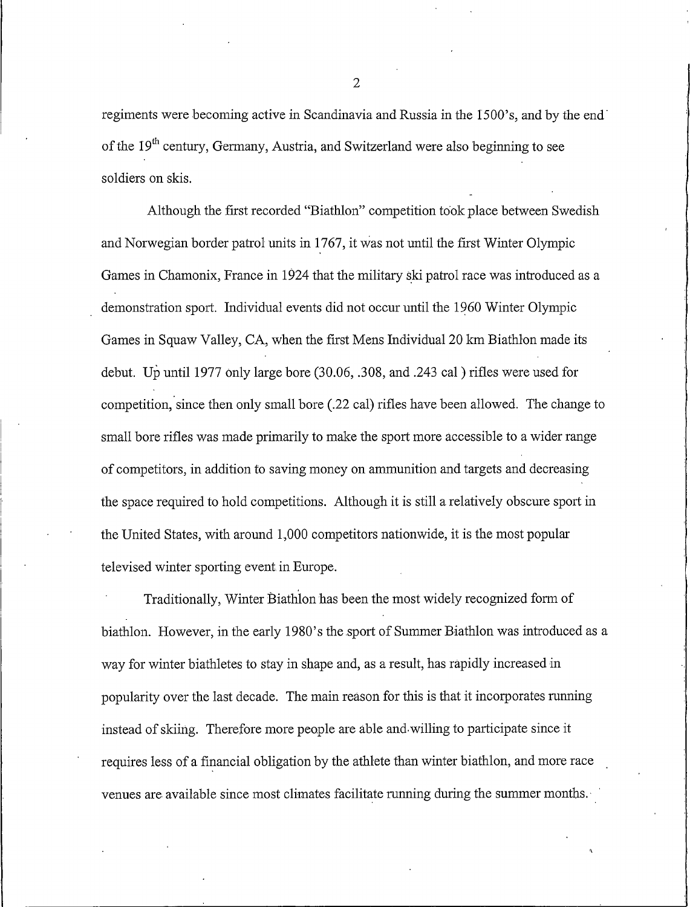regiments were becoming active in Scandinavia and Russia in the 1500's, and by the end of the 19th century, Germany, Austria, and Switzerland were also beginning to see soldiers on skis.

Although the first recorded "Biathlon" competition took place between Swedish and Norwegian border patrol units in 1767, it was not until the first Winter Olympic Games in Chamonix, France in 1924 that the military ski patrol race was introduced as a demonstration sport. Individual events did not occur until the 1960 Winter Olympic Games in Squaw Valley, CA, when the first Mens Individual 20 km Biathlon made its debut. Up until 1977 only large bore (30.06, .308, and .243 cal ) rifles were used for competition, since then only small bore (.22 cal) rifles have been allowed. The change to small bore rifles was made primarily to make the sport more accessible to a wider range of competitors, in addition to saving money on ammunition and targets and decreasing the space required to hold competitions. Although it is still a relatively obscure sport in the United States, with around 1,000 competitors nationwide, it is the most popular televised winter sporting event in Europe.

Traditionally, Winter Biathlon has been the most widely recognized form of biathlon. However, in the early 1980's the sport of Summer Biathlon was introduced as a way for winter biathletes to stay in shape and, as a result, has rapidly increased in popularity over the last decade. The main reason for this is that it incorporates running instead of skiing. Therefore more people are able and willing to participate since it requires less of a financial obligation by the athlete than winter biathlon, and more race venues are available since most climates facilitate running during the summer months.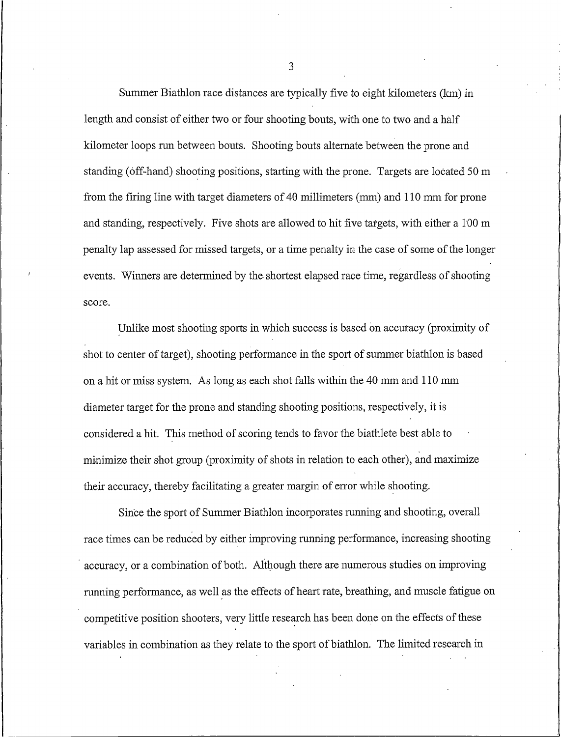Summer Biathlon race distances are typically five to eight kilometers (km) in length and consist of either two or four shooting bouts, with one to two and a half kilometer loops run between bouts. Shooting bouts alternate between the prone and standing (off-hand) shooting positions, starting with the prone. Targets are located 50 m from the firing line with target diameters of 40 millimeters (mm) and 110 mm for prone and standing, respectively. Five shots are allowed to hit five targets, with either a 100 m penalty lap assessed for missed targets, or a time penalty in the case of some of the longer events. Winners are determined by the shortest elapsed race time, regardless of shooting score.

Unlike most shooting sports in which success is based on accuracy (proximity of shot to center of target), shooting performance in the sport of summer biathlon is based on a hit or miss system. As long as each shot falls within the 40 mm and 110 mm diameter target for the prone and standing shooting positions, respectively, it is considered a hit. This method of scoring tends to favor the biathlete best able to minimize their shot group (proximity of shots in relation to each other), and maximize their accuracy, thereby facilitating a greater margin of error while shooting.

Since the sport of Summer Biathlon incorporates running and shooting, overall race times can be reduced by either improving running performance, increasing shooting accuracy, or a combination of both. Although there are numerous studies on improving running performance, as well as the effects of heart rate, breathing, and muscle fatigue on competitive position shooters, very little research has been done on the effects of these variables in combination as they relate to the sport of biathlon. The limited research in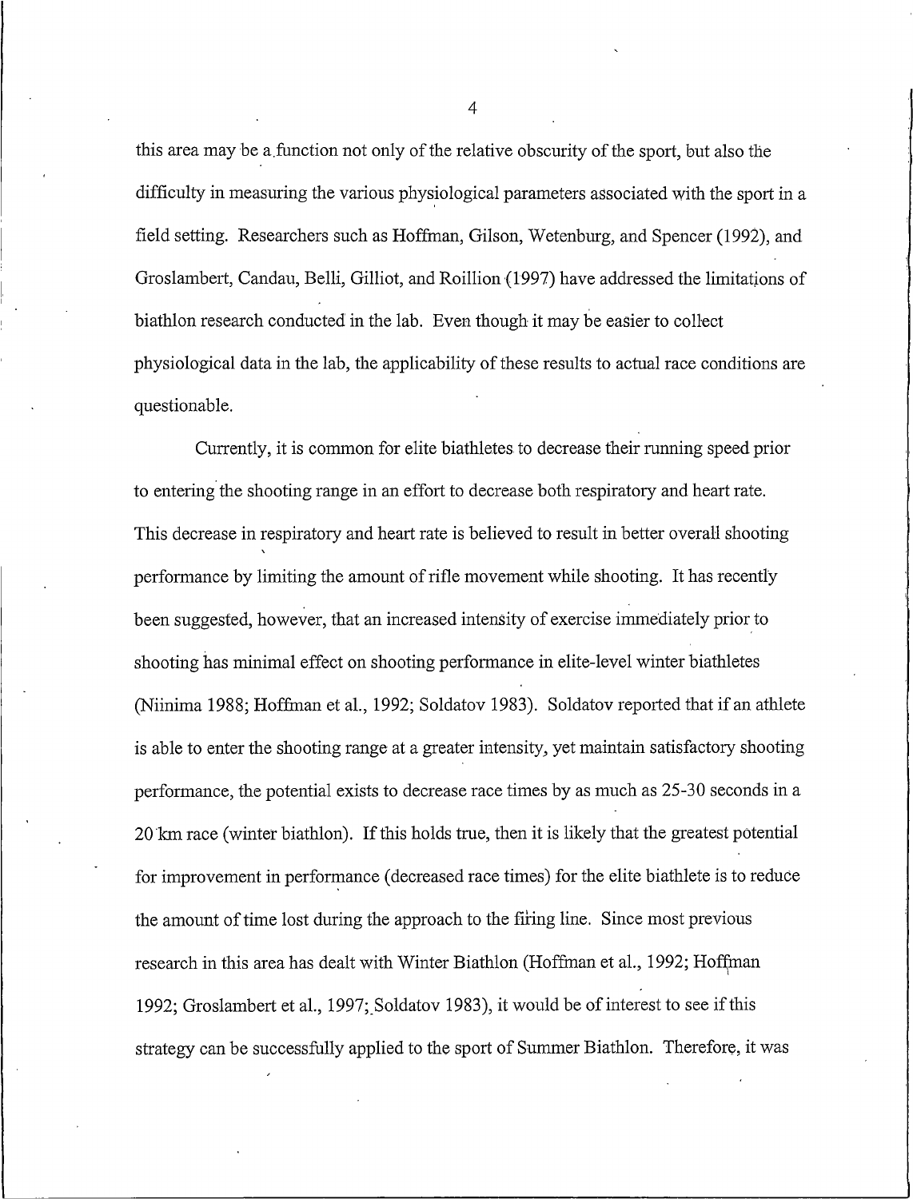this area may be a function not only of the relative obscurity of the sport, but also the difficulty in measuring the various physiological parameters associated with the sport in a field setting. Researchers such as Hoffman, Gilson, Wetenburg, and Spencer (1992), and Groslambert, Candau, Belli, Gilliot, and Roillion (1997) have addressed the limitations of biathlon research conducted in the lab. Even though it may be easier to collect physiological data in the lab, the applicability of these results to actual race conditions are questionable.

Currently, it is common for elite biathletes to decrease their running speed prior to entering the shooting range in an effort to decrease both respiratory and heart rate. This decrease in respiratory and heart rate is believed to result in better overall shooting performance by limiting the amount of rifle movement while shooting. It has recently been suggested, however, that an increased intensity of exercise immediately prior to shooting has minimal effect on shooting performance in elite-level winter biathletes (Niinima 1988; Hoffman et al., 1992; Soldatov 1983). Soldatov reported that if an athlete is able to enter the shooting range at a greater intensity, yet maintain satisfactory shooting performance, the potential exists to decrease race times by as much as 25-30 seconds in a 20 km race (winter biathlon). If this holds true, then it is likely that the greatest potential for improvement in performance (decreased race times) for the elite biathlete is to reduce the amount of time lost during the approach to the firing line. Since most previous research in this area has dealt with Winter Biathlon (Hoffman et al., 1992; Hoffman 1992; Groslambert et al., 1997; Soldatov 1983), it would be of interest to see if this strategy can be successfully applied to the sport of Summer Biathlon. Therefore, it was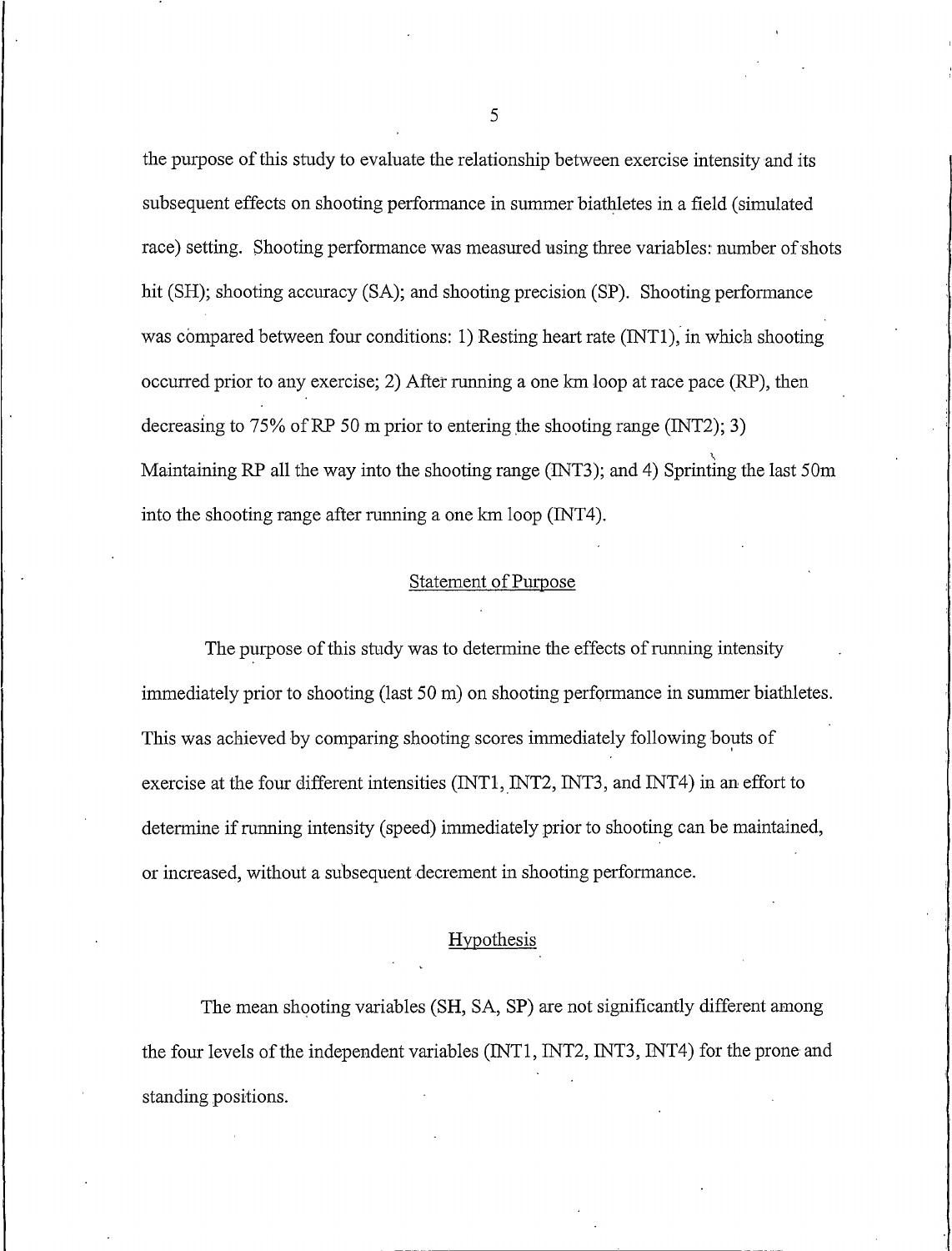the purpose of this study to evaluate the relationship between exercise intensity and its subsequent effects on shooting performance in summer biathletes in a field (simulated race) setting. Shooting performance was measured using three variables: number of shots hit (SH); shooting accuracy (SA); and shooting precision (SP). Shooting performance was compared between four conditions: 1) Resting heart rate (INT1), in which shooting occurred prior to any exercise; 2) After running a one km loop at race pace (RP), then decreasing to 75% of RP 50 m prior to entering the shooting range (INT2); 3) Maintaining RP all the way into the shooting range (INT3); and 4) Sprinting the last 50m into the shooting range after running a one km loop (INT4).

## Statement of Purpose

The purpose of this study was to determine the effects of running intensity immediately prior to shooting (last 50 m) on shooting performance in summer biathletes. This was achieved by comparing shooting scores immediately following bouts of exercise at the four different intensities (INT1, INT2, INT3, and INT4) in an effort to determine if running intensity (speed) immediately prior to shooting can be maintained, or increased, without a subsequent decrement in shooting performance.

## Hypothesis

The mean shooting variables (SH, SA, SP) are not significantly different among the four levels of the independent variables (INT1, INT2, INT3, INT4) for the prone and standing positions.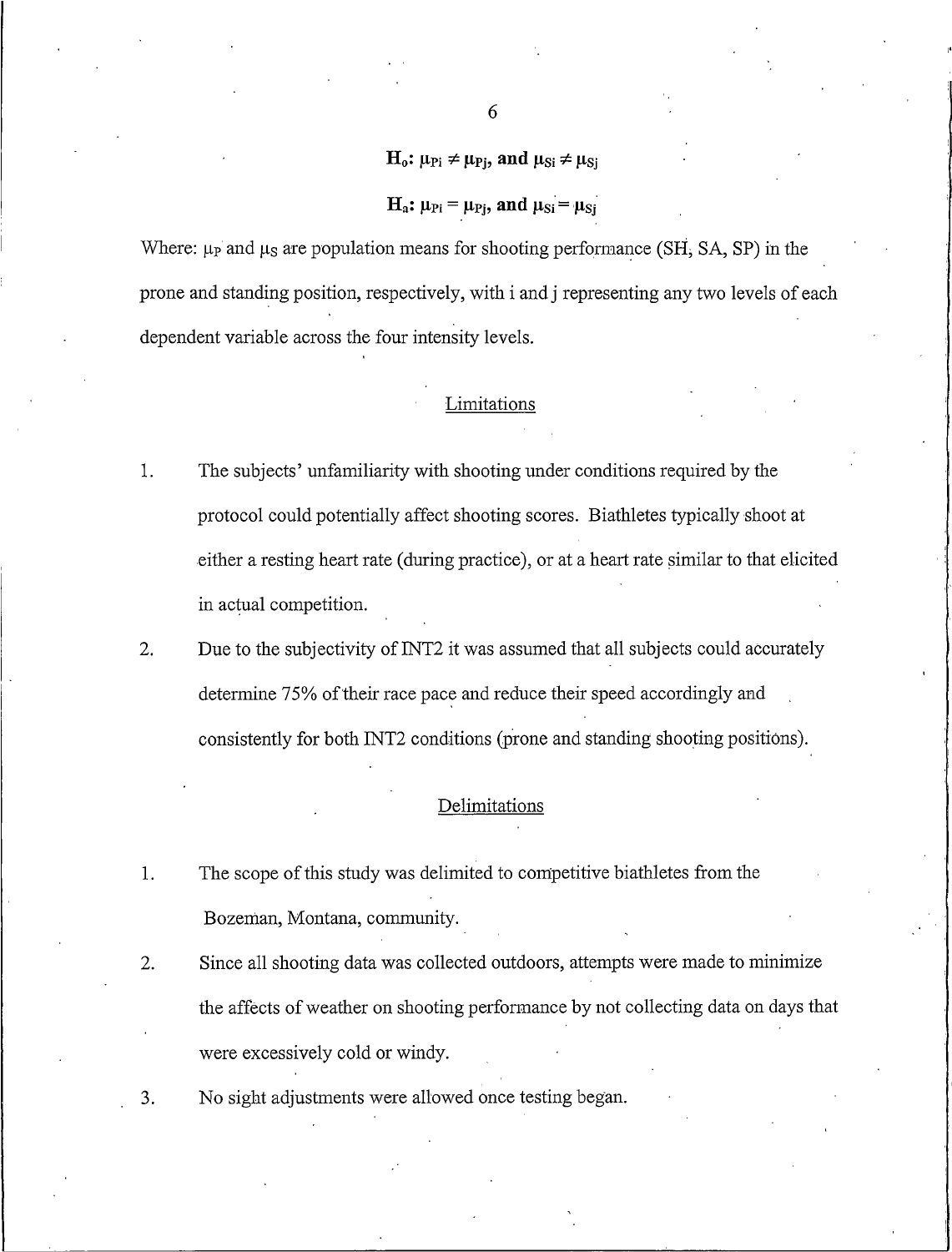$$\mathbf{H_o}: \mu_{Pi} \neq \mu_{Pj}, \text{ and } \mu_{Si} \neq \mu_{Sj}$$

$$\mathbf{H_a}: \mu_{Pi} = \mu_{Pj}, \text{ and } \mu_{Si} = \mu_{Sj}$$

Where: $\mu_P$ and $\mu_S$ are population means for shooting performance (SH, SA, SP) in the prone and standing position, respectively, with i and j representing any two levels of each dependent variable across the four intensity levels.

## Limitations

1. The subjects' unfamiliarity with shooting under conditions required by the protocol could potentially affect shooting scores. Biathletes typically shoot at either a resting heart rate (during practice), or at a heart rate similar to that elicited in actual competition.
2. Due to the subjectivity of INT2 it was assumed that all subjects could accurately determine 75% of their race pace and reduce their speed accordingly and consistently for both INT2 conditions (prone and standing shooting positions).

## Delimitations

1. The scope of this study was delimited to competitive biathletes from the Bozeman, Montana, community.
2. Since all shooting data was collected outdoors, attempts were made to minimize the affects of weather on shooting performance by not collecting data on days that were excessively cold or windy.
3. No sight adjustments were allowed once testing began.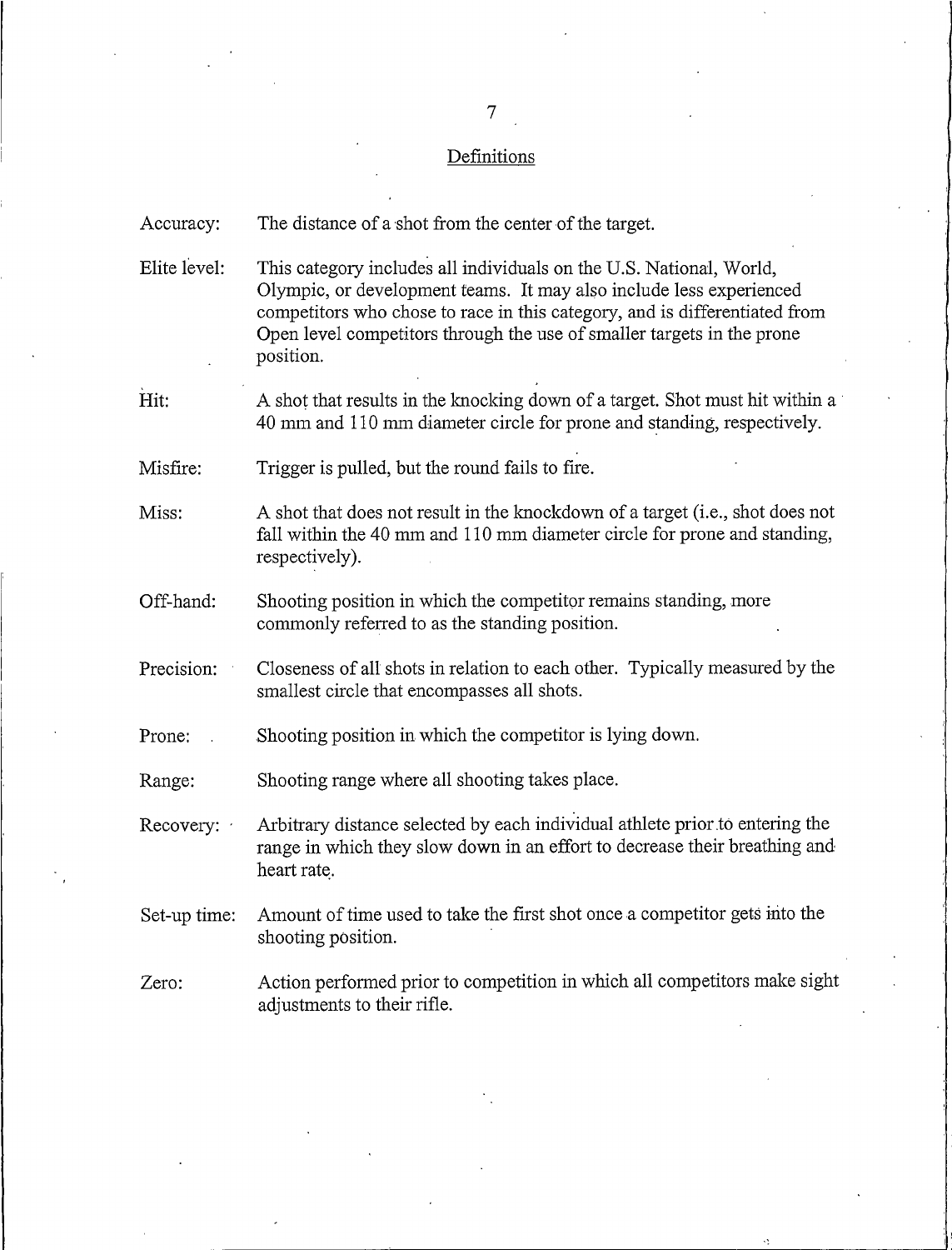## Definitions

**Accuracy:** The distance of a shot from the center of the target.

**Elite level:** This category includes all individuals on the U.S. National, World, Olympic, or development teams. It may also include less experienced competitors who chose to race in this category, and is differentiated from Open level competitors through the use of smaller targets in the prone position.

**Hit:** A shot that results in the knocking down of a target. Shot must hit within a 40 mm and 110 mm diameter circle for prone and standing, respectively.

**Misfire:** Trigger is pulled, but the round fails to fire.

**Miss:** A shot that does not result in the knockdown of a target (i.e., shot does not fall within the 40 mm and 110 mm diameter circle for prone and standing, respectively).

**Off-hand:** Shooting position in which the competitor remains standing, more commonly referred to as the standing position.

**Precision:** Closeness of all shots in relation to each other. Typically measured by the smallest circle that encompasses all shots.

**Prone:** Shooting position in which the competitor is lying down.

**Range:** Shooting range where all shooting takes place.

**Recovery:** Arbitrary distance selected by each individual athlete prior to entering the range in which they slow down in an effort to decrease their breathing and heart rate.

**Set-up time:** Amount of time used to take the first shot once a competitor gets into the shooting position.

**Zero:** Action performed prior to competition in which all competitors make sight adjustments to their rifle.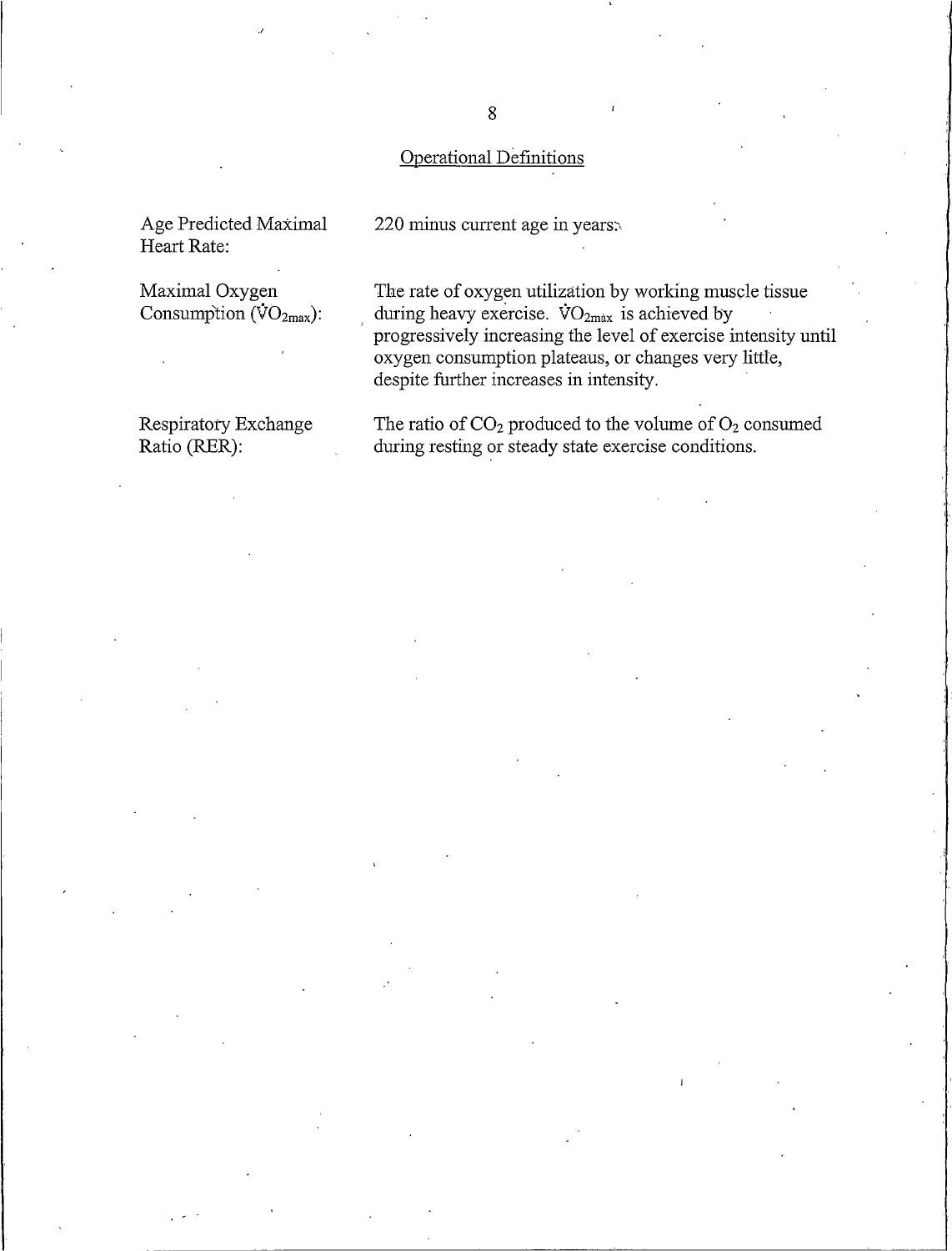## Operational Definitions

**Age Predicted Maximal Heart Rate:** 220 minus current age in years.

**Maximal Oxygen Consumption ($\dot{V}O_{2max}$):** The rate of oxygen utilization by working muscle tissue during heavy exercise. $\dot{V}O_{2max}$ is achieved by progressively increasing the level of exercise intensity until oxygen consumption plateaus, or changes very little, despite further increases in intensity.

**Respiratory Exchange Ratio (RER):** The ratio of $CO_2$ produced to the volume of $O_2$ consumed during resting or steady state exercise conditions.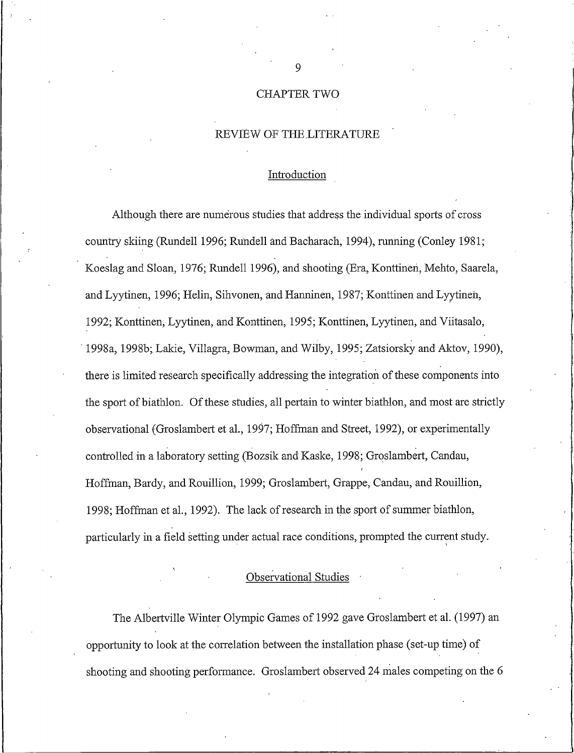# CHAPTER TWO

## REVIEW OF THE LITERATURE

### Introduction

Although there are numerous studies that address the individual sports of cross country skiing (Rundell 1996; Rundell and Bacharach, 1994), running (Conley 1981; Koeslag and Sloan, 1976; Rundell 1996), and shooting (Era, Konttinen, Mehto, Saarela, and Lyytinen, 1996; Helin, Sihvonen, and Hanninen, 1987; Konttinen and Lyytinen, 1992; Konttinen, Lyytinen, and Konttinen, 1995; Konttinen, Lyytinen, and Viitasalo, 1998a, 1998b; Lakie, Villagra, Bowman, and Wilby, 1995; Zatsiorsky and Aktov, 1990), there is limited research specifically addressing the integration of these components into the sport of biathlon. Of these studies, all pertain to winter biathlon, and most are strictly observational (Groslambert et al., 1997; Hoffman and Street, 1992), or experimentally controlled in a laboratory setting (Bozsik and Kaske, 1998; Groslambert, Candau, Hoffman, Bardy, and Rouillion, 1999; Groslambert, Grappe, Candau, and Rouillion, 1998; Hoffman et al., 1992). The lack of research in the sport of summer biathlon, particularly in a field setting under actual race conditions, prompted the current study.

### Observational Studies

The Albertville Winter Olympic Games of 1992 gave Groslambert et al. (1997) an opportunity to look at the correlation between the installation phase (set-up time) of shooting and shooting performance. Groslambert observed 24 males competing on the 6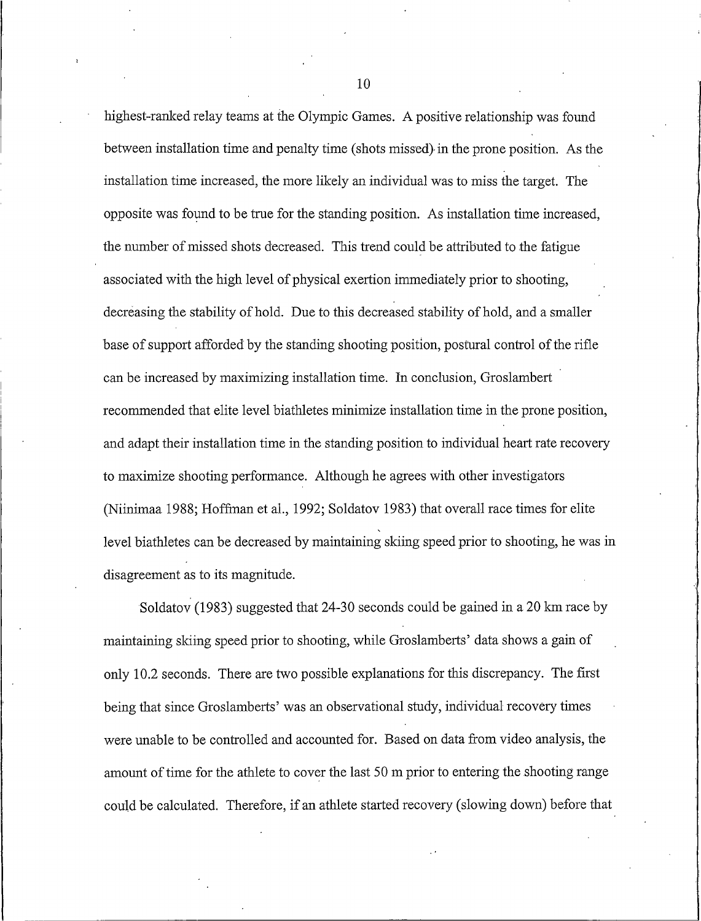highest-ranked relay teams at the Olympic Games. A positive relationship was found between installation time and penalty time (shots missed) in the prone position. As the installation time increased, the more likely an individual was to miss the target. The opposite was found to be true for the standing position. As installation time increased, the number of missed shots decreased. This trend could be attributed to the fatigue associated with the high level of physical exertion immediately prior to shooting, decreasing the stability of hold. Due to this decreased stability of hold, and a smaller base of support afforded by the standing shooting position, postural control of the rifle can be increased by maximizing installation time. In conclusion, Groslambert recommended that elite level biathletes minimize installation time in the prone position, and adapt their installation time in the standing position to individual heart rate recovery to maximize shooting performance. Although he agrees with other investigators (Niinimaa 1988; Hoffman et al., 1992; Soldatov 1983) that overall race times for elite level biathletes can be decreased by maintaining skiing speed prior to shooting, he was in disagreement as to its magnitude.

Soldatov (1983) suggested that 24-30 seconds could be gained in a 20 km race by maintaining skiing speed prior to shooting, while Groslamberts' data shows a gain of only 10.2 seconds. There are two possible explanations for this discrepancy. The first being that since Groslamberts' was an observational study, individual recovery times were unable to be controlled and accounted for. Based on data from video analysis, the amount of time for the athlete to cover the last 50 m prior to entering the shooting range could be calculated. Therefore, if an athlete started recovery (slowing down) before that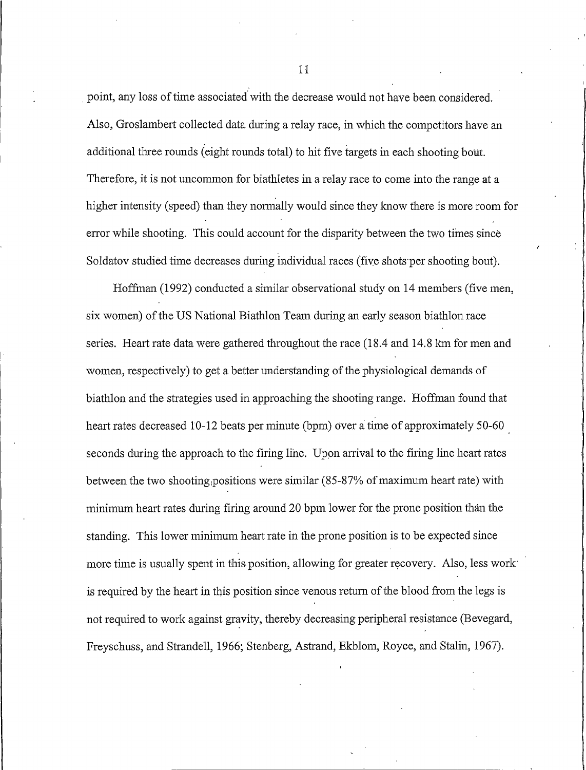point, any loss of time associated with the decrease would not have been considered. Also, Groslambert collected data during a relay race, in which the competitors have an additional three rounds (eight rounds total) to hit five targets in each shooting bout. Therefore, it is not uncommon for biathletes in a relay race to come into the range at a higher intensity (speed) than they normally would since they know there is more room for error while shooting. This could account for the disparity between the two times since Soldatov studied time decreases during individual races (five shots per shooting bout).

Hoffman (1992) conducted a similar observational study on 14 members (five men, six women) of the US National Biathlon Team during an early season biathlon race series. Heart rate data were gathered throughout the race (18.4 and 14.8 km for men and women, respectively) to get a better understanding of the physiological demands of biathlon and the strategies used in approaching the shooting range. Hoffman found that heart rates decreased 10-12 beats per minute (bpm) over a time of approximately 50-60 seconds during the approach to the firing line. Upon arrival to the firing line heart rates between the two shooting positions were similar (85-87% of maximum heart rate) with minimum heart rates during firing around 20 bpm lower for the prone position than the standing. This lower minimum heart rate in the prone position is to be expected since more time is usually spent in this position, allowing for greater recovery. Also, less work is required by the heart in this position since venous return of the blood from the legs is not required to work against gravity, thereby decreasing peripheral resistance (Bevegard, Freyschuss, and Strandell, 1966; Stenberg, Astrand, Ekblom, Royce, and Stalin, 1967).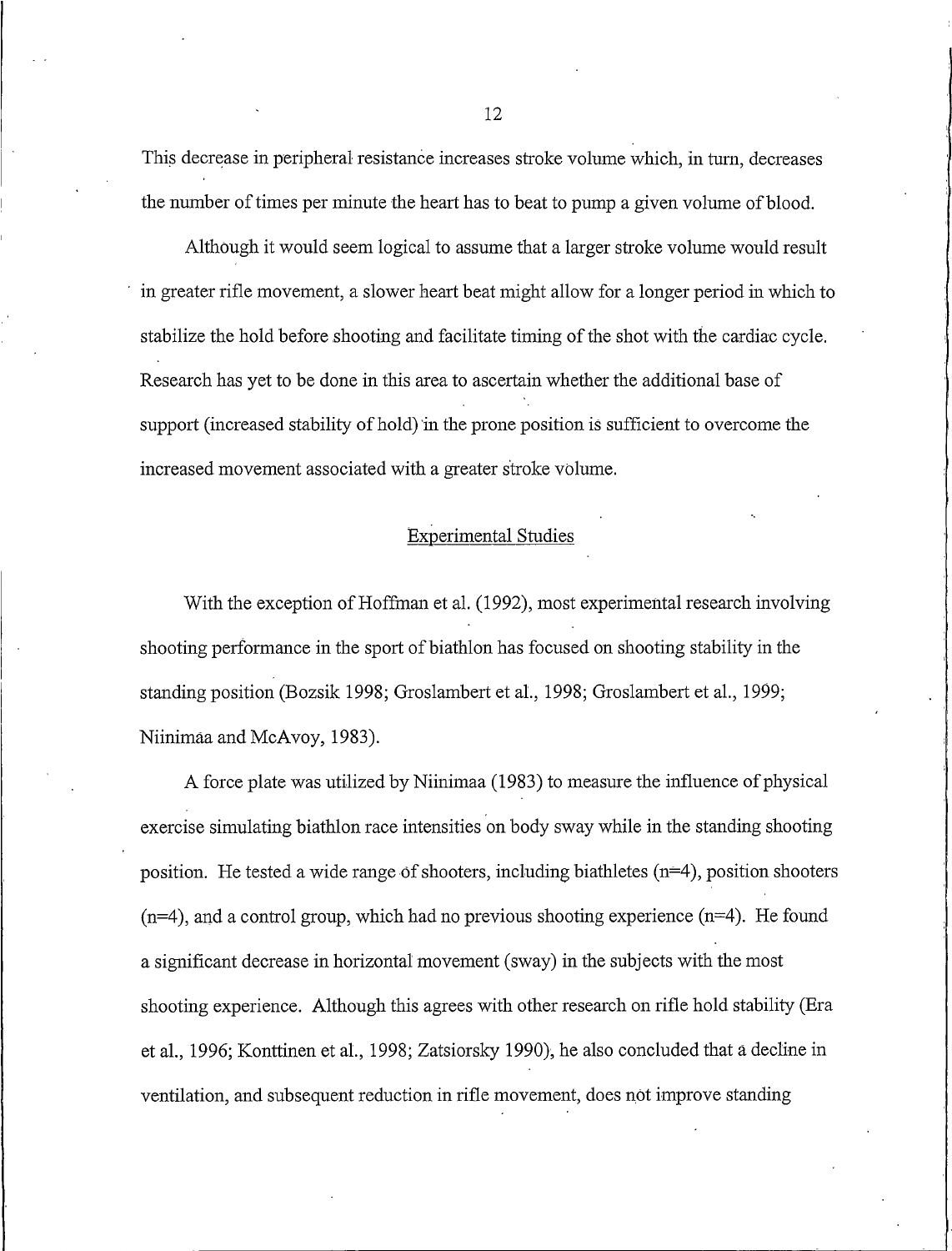This decrease in peripheral resistance increases stroke volume which, in turn, decreases the number of times per minute the heart has to beat to pump a given volume of blood.

Although it would seem logical to assume that a larger stroke volume would result in greater rifle movement, a slower heart beat might allow for a longer period in which to stabilize the hold before shooting and facilitate timing of the shot with the cardiac cycle. Research has yet to be done in this area to ascertain whether the additional base of support (increased stability of hold) in the prone position is sufficient to overcome the increased movement associated with a greater stroke volume.

## Experimental Studies

With the exception of Hoffman et al. (1992), most experimental research involving shooting performance in the sport of biathlon has focused on shooting stability in the standing position (Bozsik 1998; Groslambert et al., 1998; Groslambert et al., 1999; Niinimäa and McAvoy, 1983).

A force plate was utilized by Niinimaa (1983) to measure the influence of physical exercise simulating biathlon race intensities on body sway while in the standing shooting position. He tested a wide range of shooters, including biathletes (n=4), position shooters (n=4), and a control group, which had no previous shooting experience (n=4). He found a significant decrease in horizontal movement (sway) in the subjects with the most shooting experience. Although this agrees with other research on rifle hold stability (Era et al., 1996; Konttinen et al., 1998; Zatsiorsky 1990), he also concluded that a decline in ventilation, and subsequent reduction in rifle movement, does not improve standing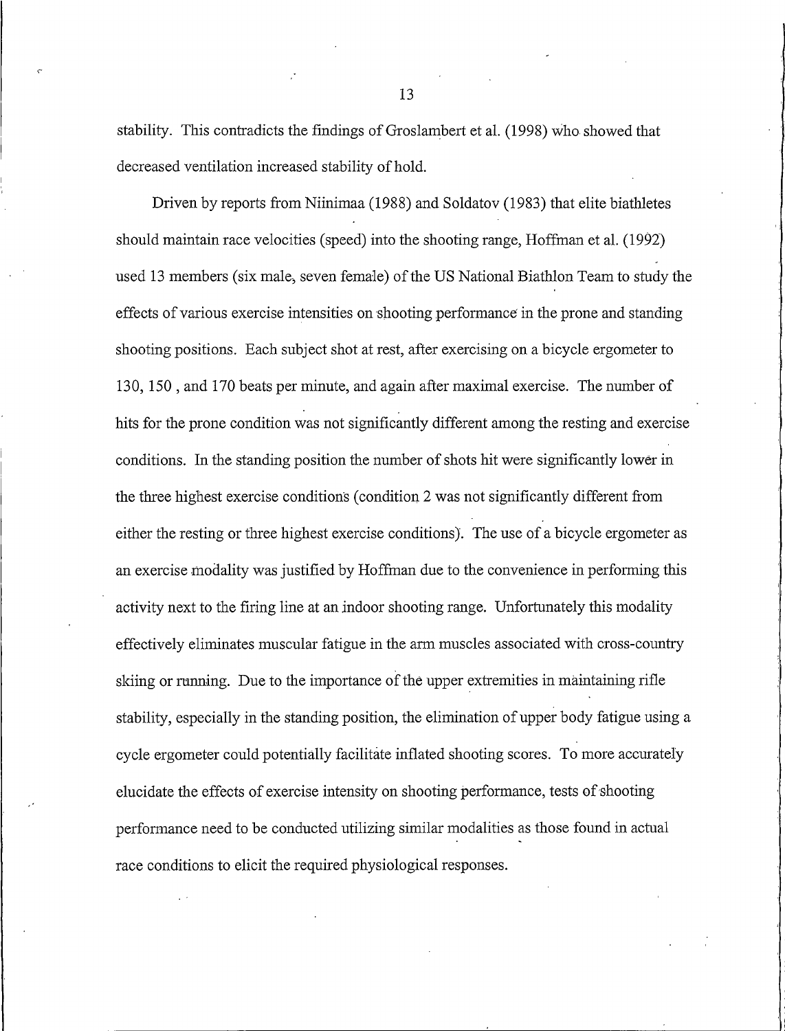stability. This contradicts the findings of Groslambert et al. (1998) who showed that decreased ventilation increased stability of hold.

Driven by reports from Niinimaa (1988) and Soldatov (1983) that elite biathletes should maintain race velocities (speed) into the shooting range, Hoffman et al. (1992) used 13 members (six male, seven female) of the US National Biathlon Team to study the effects of various exercise intensities on shooting performance in the prone and standing shooting positions. Each subject shot at rest, after exercising on a bicycle ergometer to 130, 150 , and 170 beats per minute, and again after maximal exercise. The number of hits for the prone condition was not significantly different among the resting and exercise conditions. In the standing position the number of shots hit were significantly lower in the three highest exercise conditions (condition 2 was not significantly different from either the resting or three highest exercise conditions). The use of a bicycle ergometer as an exercise modality was justified by Hoffman due to the convenience in performing this activity next to the firing line at an indoor shooting range. Unfortunately this modality effectively eliminates muscular fatigue in the arm muscles associated with cross-country skiing or running. Due to the importance of the upper extremities in maintaining rifle stability, especially in the standing position, the elimination of upper body fatigue using a cycle ergometer could potentially facilitate inflated shooting scores. To more accurately elucidate the effects of exercise intensity on shooting performance, tests of shooting performance need to be conducted utilizing similar modalities as those found in actual race conditions to elicit the required physiological responses.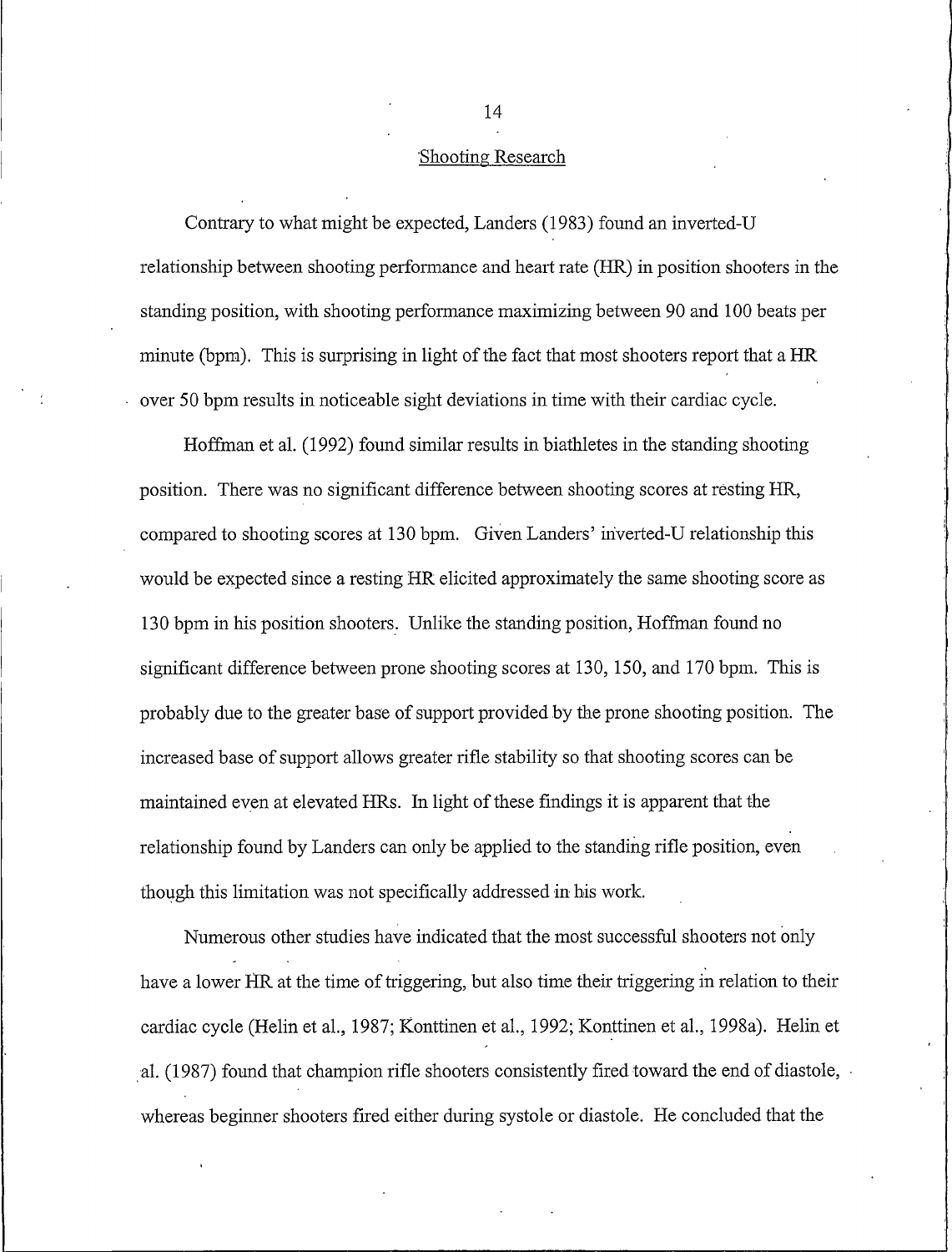## Shooting Research

Contrary to what might be expected, Landers (1983) found an inverted-U relationship between shooting performance and heart rate (HR) in position shooters in the standing position, with shooting performance maximizing between 90 and 100 beats per minute (bpm). This is surprising in light of the fact that most shooters report that a HR over 50 bpm results in noticeable sight deviations in time with their cardiac cycle.

Hoffman et al. (1992) found similar results in biathletes in the standing shooting position. There was no significant difference between shooting scores at resting HR, compared to shooting scores at 130 bpm. Given Landers' inverted-U relationship this would be expected since a resting HR elicited approximately the same shooting score as 130 bpm in his position shooters. Unlike the standing position, Hoffman found no significant difference between prone shooting scores at 130, 150, and 170 bpm. This is probably due to the greater base of support provided by the prone shooting position. The increased base of support allows greater rifle stability so that shooting scores can be maintained even at elevated HRs. In light of these findings it is apparent that the relationship found by Landers can only be applied to the standing rifle position, even though this limitation was not specifically addressed in his work.

Numerous other studies have indicated that the most successful shooters not only have a lower HR at the time of triggering, but also time their triggering in relation to their cardiac cycle (Helin et al., 1987; Konttinen et al., 1992; Konttinen et al., 1998a). Helin et al. (1987) found that champion rifle shooters consistently fired toward the end of diastole, whereas beginner shooters fired either during systole or diastole. He concluded that the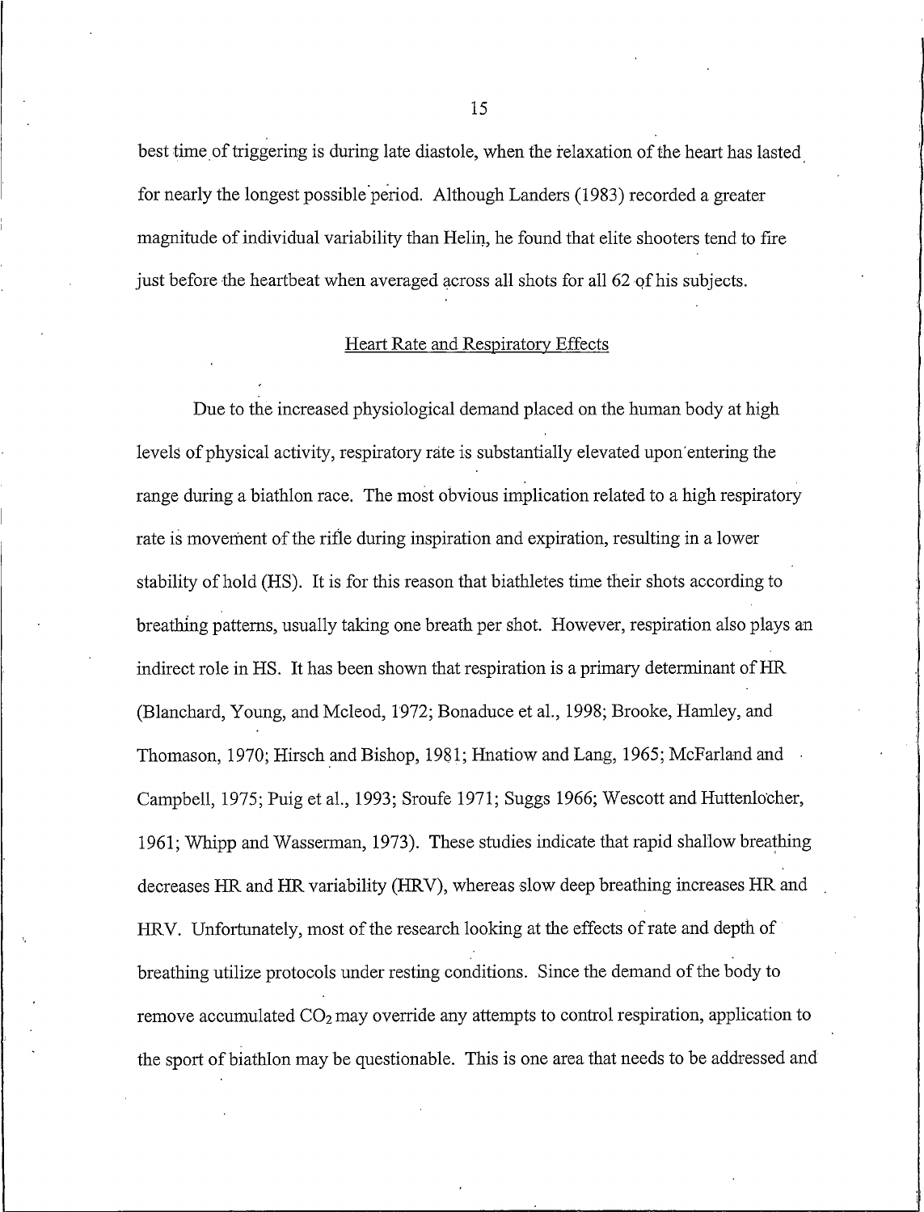best time of triggering is during late diastole, when the relaxation of the heart has lasted for nearly the longest possible period. Although Landers (1983) recorded a greater magnitude of individual variability than Helin, he found that elite shooters tend to fire just before the heartbeat when averaged across all shots for all 62 of his subjects.

## Heart Rate and Respiratory Effects

Due to the increased physiological demand placed on the human body at high levels of physical activity, respiratory rate is substantially elevated upon entering the range during a biathlon race. The most obvious implication related to a high respiratory rate is movement of the rifle during inspiration and expiration, resulting in a lower stability of hold (HS). It is for this reason that biathletes time their shots according to breathing patterns, usually taking one breath per shot. However, respiration also plays an indirect role in HS. It has been shown that respiration is a primary determinant of HR (Blanchard, Young, and Mcleod, 1972; Bonaduce et al., 1998; Brooke, Hamley, and Thomason, 1970; Hirsch and Bishop, 1981; Hnatiow and Lang, 1965; McFarland and Campbell, 1975; Puig et al., 1993; Sroufe 1971; Suggs 1966; Wescott and Huttenlocher, 1961; Whipp and Wasserman, 1973). These studies indicate that rapid shallow breathing decreases HR and HR variability (HRV), whereas slow deep breathing increases HR and HRV. Unfortunately, most of the research looking at the effects of rate and depth of breathing utilize protocols under resting conditions. Since the demand of the body to remove accumulated $CO_2$ may override any attempts to control respiration, application to the sport of biathlon may be questionable. This is one area that needs to be addressed and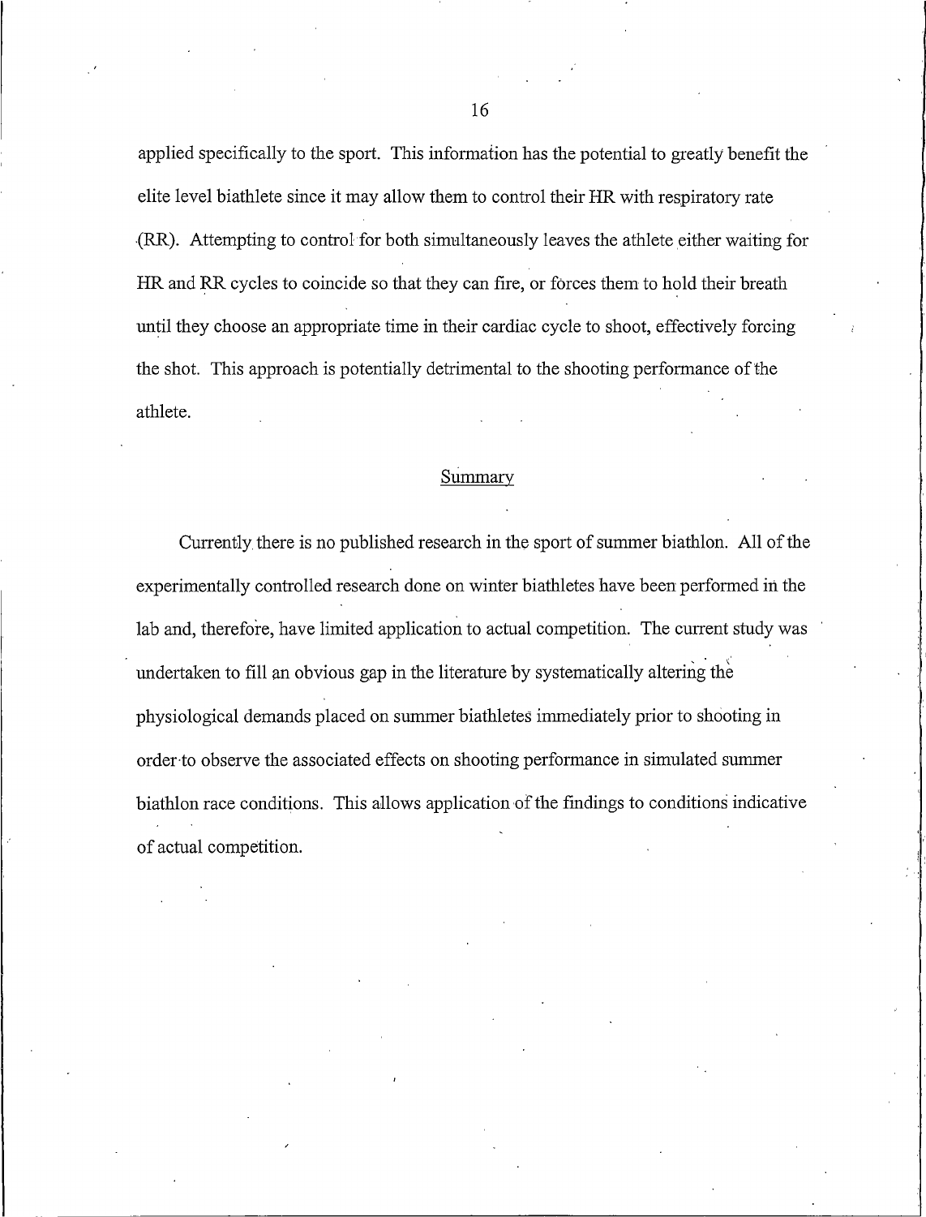applied specifically to the sport. This information has the potential to greatly benefit the elite level biathlete since it may allow them to control their HR with respiratory rate (RR). Attempting to control for both simultaneously leaves the athlete either waiting for HR and RR cycles to coincide so that they can fire, or forces them to hold their breath until they choose an appropriate time in their cardiac cycle to shoot, effectively forcing the shot. This approach is potentially detrimental to the shooting performance of the athlete.

## Summary

Currently there is no published research in the sport of summer biathlon. All of the experimentally controlled research done on winter biathletes have been performed in the lab and, therefore, have limited application to actual competition. The current study was undertaken to fill an obvious gap in the literature by systematically altering the physiological demands placed on summer biathletes immediately prior to shooting in order to observe the associated effects on shooting performance in simulated summer biathlon race conditions. This allows application of the findings to conditions indicative of actual competition.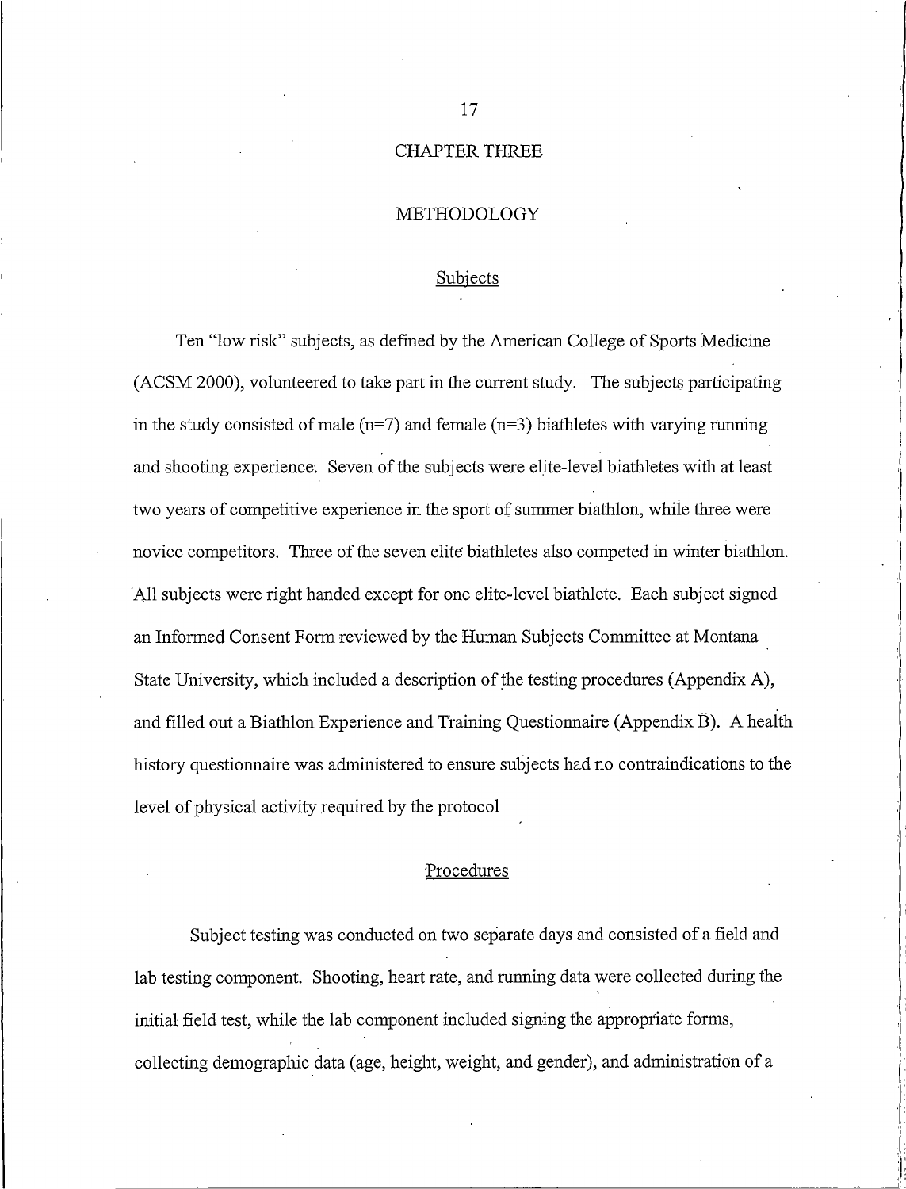# CHAPTER THREE

# METHODOLOGY

## Subjects

Ten "low risk" subjects, as defined by the American College of Sports Medicine (ACSM 2000), volunteered to take part in the current study. The subjects participating in the study consisted of male (n=7) and female (n=3) biathletes with varying running and shooting experience. Seven of the subjects were elite-level biathletes with at least two years of competitive experience in the sport of summer biathlon, while three were novice competitors. Three of the seven elite biathletes also competed in winter biathlon. All subjects were right handed except for one elite-level biathlete. Each subject signed an Informed Consent Form reviewed by the Human Subjects Committee at Montana State University, which included a description of the testing procedures (Appendix A), and filled out a Biathlon Experience and Training Questionnaire (Appendix B). A health history questionnaire was administered to ensure subjects had no contraindications to the level of physical activity required by the protocol

## Procedures

Subject testing was conducted on two separate days and consisted of a field and lab testing component. Shooting, heart rate, and running data were collected during the initial field test, while the lab component included signing the appropriate forms, collecting demographic data (age, height, weight, and gender), and administration of a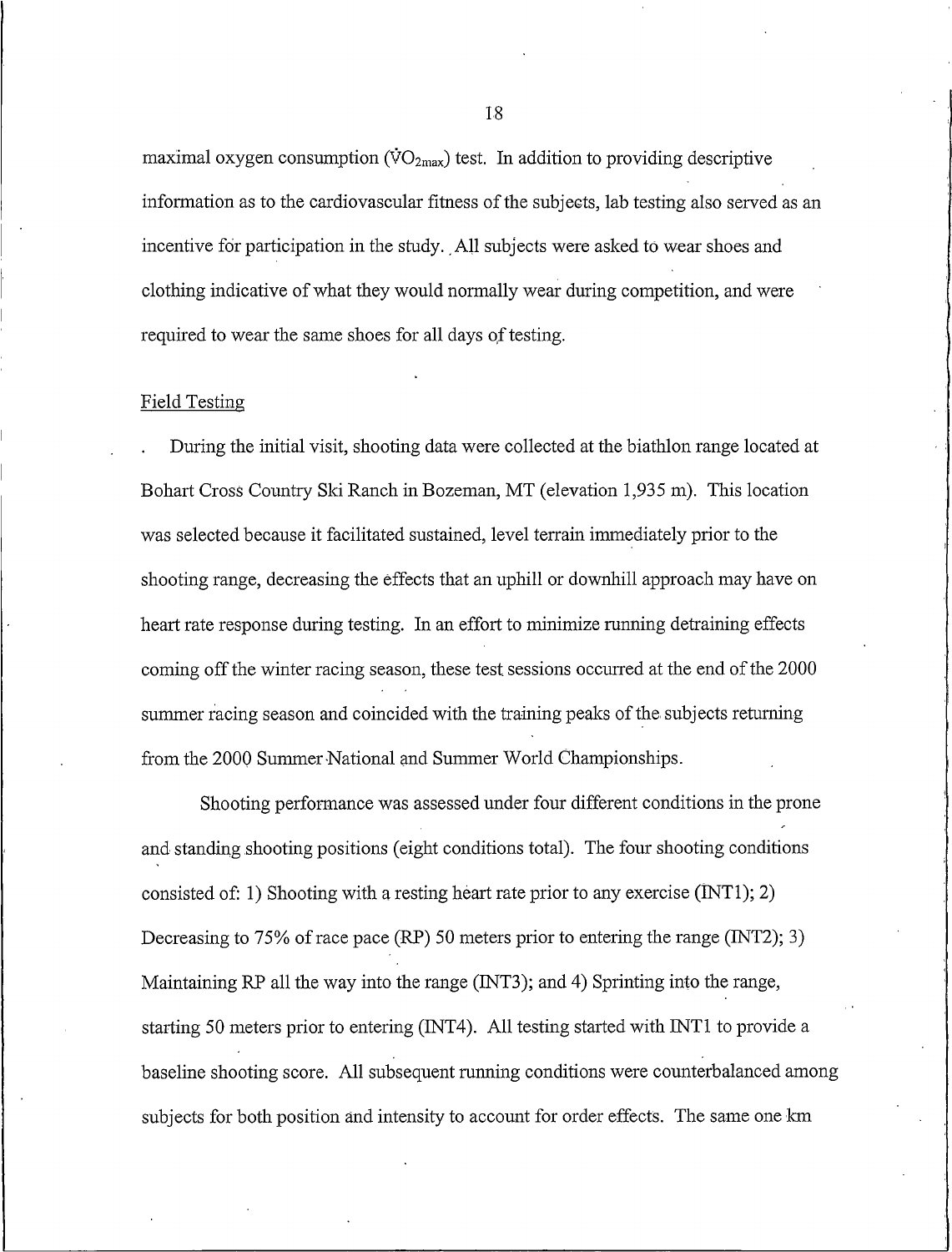maximal oxygen consumption ($\dot{V}O_{2max}$) test. In addition to providing descriptive information as to the cardiovascular fitness of the subjects, lab testing also served as an incentive for participation in the study. All subjects were asked to wear shoes and clothing indicative of what they would normally wear during competition, and were required to wear the same shoes for all days of testing.

Field Testing

During the initial visit, shooting data were collected at the biathlon range located at Bohart Cross Country Ski Ranch in Bozeman, MT (elevation 1,935 m). This location was selected because it facilitated sustained, level terrain immediately prior to the shooting range, decreasing the effects that an uphill or downhill approach may have on heart rate response during testing. In an effort to minimize running detraining effects coming off the winter racing season, these test sessions occurred at the end of the 2000 summer racing season and coincided with the training peaks of the subjects returning from the 2000 Summer National and Summer World Championships.

Shooting performance was assessed under four different conditions in the prone and standing shooting positions (eight conditions total). The four shooting conditions consisted of: 1) Shooting with a resting heart rate prior to any exercise (INT1); 2) Decreasing to 75% of race pace (RP) 50 meters prior to entering the range (INT2); 3) Maintaining RP all the way into the range (INT3); and 4) Sprinting into the range, starting 50 meters prior to entering (INT4). All testing started with INT1 to provide a baseline shooting score. All subsequent running conditions were counterbalanced among subjects for both position and intensity to account for order effects. The same one km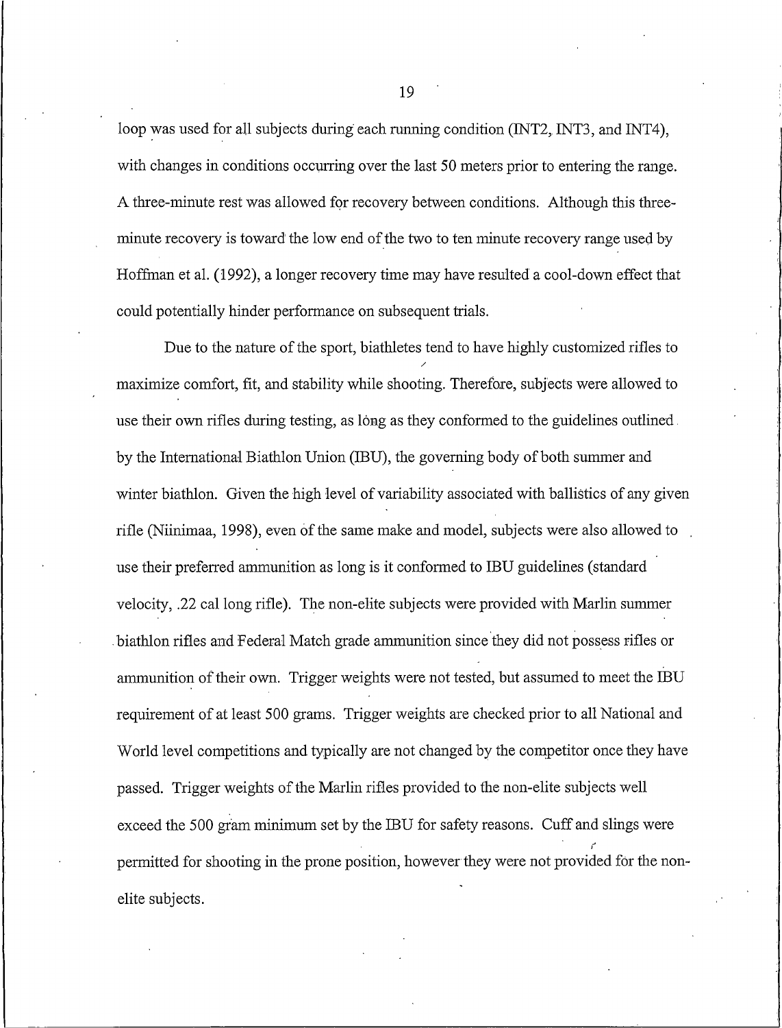loop was used for all subjects during each running condition (INT2, INT3, and INT4), with changes in conditions occurring over the last 50 meters prior to entering the range. A three-minute rest was allowed for recovery between conditions. Although this three-minute recovery is toward the low end of the two to ten minute recovery range used by Hoffman et al. (1992), a longer recovery time may have resulted a cool-down effect that could potentially hinder performance on subsequent trials.

Due to the nature of the sport, biathletes tend to have highly customized rifles to maximize comfort, fit, and stability while shooting. Therefore, subjects were allowed to use their own rifles during testing, as long as they conformed to the guidelines outlined by the International Biathlon Union (IBU), the governing body of both summer and winter biathlon. Given the high level of variability associated with ballistics of any given rifle (Niinimaa, 1998), even of the same make and model, subjects were also allowed to use their preferred ammunition as long is it conformed to IBU guidelines (standard velocity, .22 cal long rifle). The non-elite subjects were provided with Marlin summer biathlon rifles and Federal Match grade ammunition since they did not possess rifles or ammunition of their own. Trigger weights were not tested, but assumed to meet the IBU requirement of at least 500 grams. Trigger weights are checked prior to all National and World level competitions and typically are not changed by the competitor once they have passed. Trigger weights of the Marlin rifles provided to the non-elite subjects well exceed the 500 gram minimum set by the IBU for safety reasons. Cuff and slings were permitted for shooting in the prone position, however they were not provided for the non-elite subjects.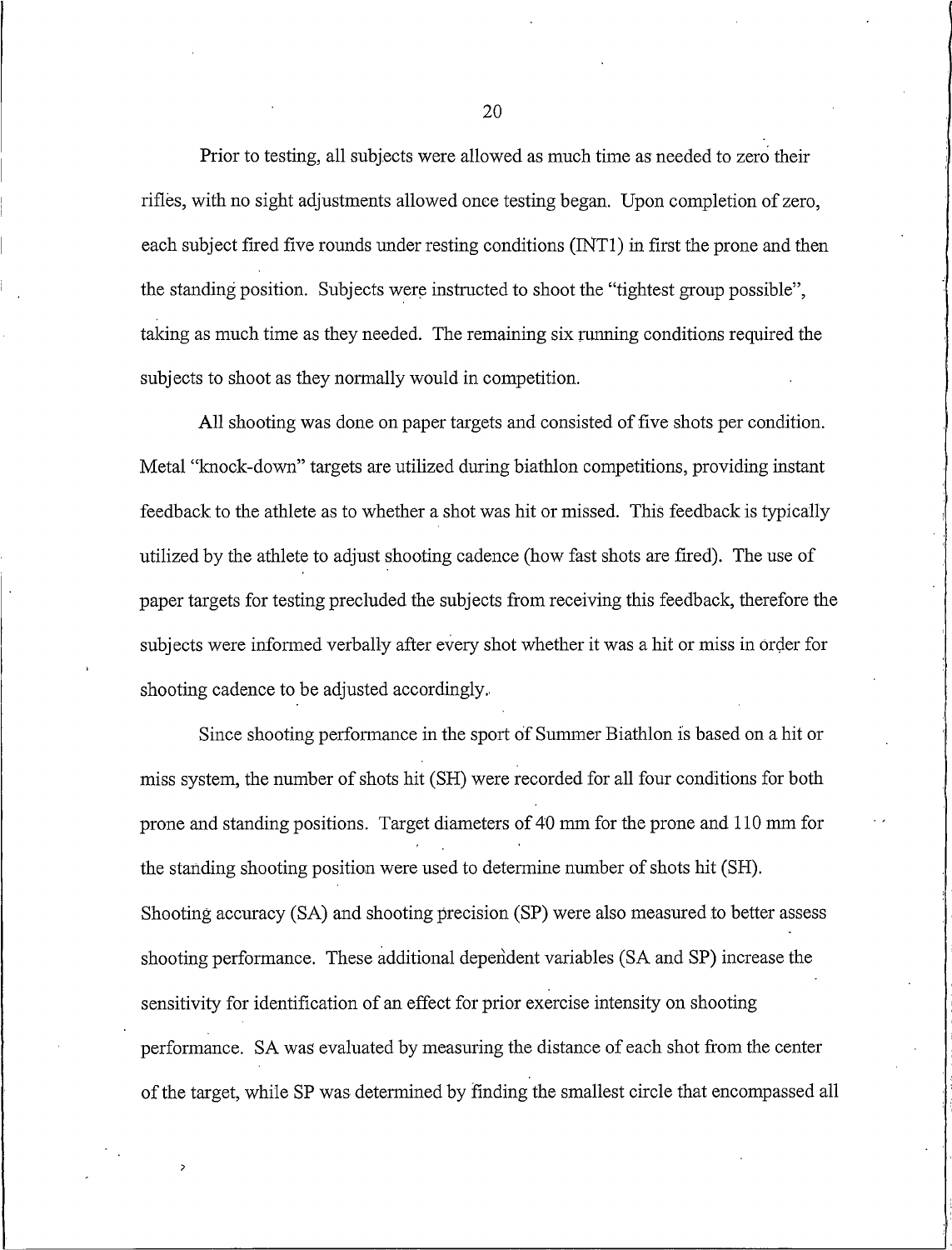Prior to testing, all subjects were allowed as much time as needed to zero their rifles, with no sight adjustments allowed once testing began. Upon completion of zero, each subject fired five rounds under resting conditions (INT1) in first the prone and then the standing position. Subjects were instructed to shoot the "tightest group possible", taking as much time as they needed. The remaining six running conditions required the subjects to shoot as they normally would in competition.

All shooting was done on paper targets and consisted of five shots per condition. Metal "knock-down" targets are utilized during biathlon competitions, providing instant feedback to the athlete as to whether a shot was hit or missed. This feedback is typically utilized by the athlete to adjust shooting cadence (how fast shots are fired). The use of paper targets for testing precluded the subjects from receiving this feedback, therefore the subjects were informed verbally after every shot whether it was a hit or miss in order for shooting cadence to be adjusted accordingly.

Since shooting performance in the sport of Summer Biathlon is based on a hit or miss system, the number of shots hit (SH) were recorded for all four conditions for both prone and standing positions. Target diameters of 40 mm for the prone and 110 mm for the standing shooting position were used to determine number of shots hit (SH). Shooting accuracy (SA) and shooting precision (SP) were also measured to better assess shooting performance. These additional dependent variables (SA and SP) increase the sensitivity for identification of an effect for prior exercise intensity on shooting performance. SA was evaluated by measuring the distance of each shot from the center of the target, while SP was determined by finding the smallest circle that encompassed all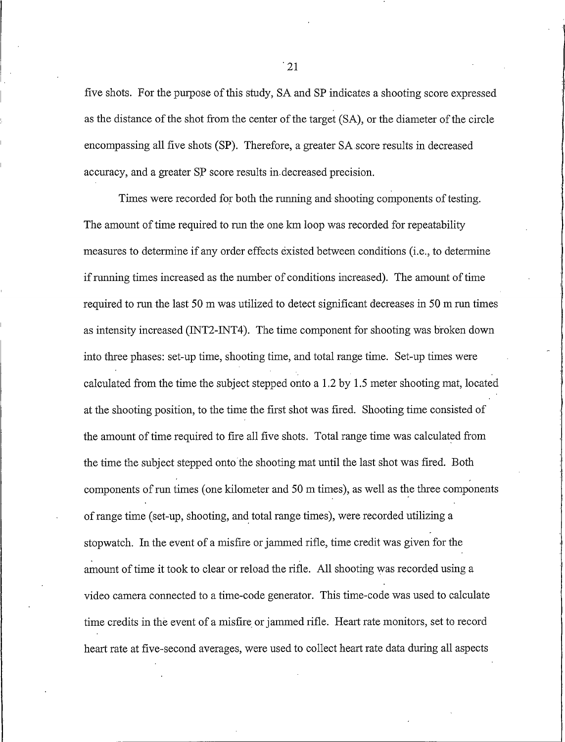five shots. For the purpose of this study, SA and SP indicates a shooting score expressed as the distance of the shot from the center of the target (SA), or the diameter of the circle encompassing all five shots (SP). Therefore, a greater SA score results in decreased accuracy, and a greater SP score results in decreased precision.

Times were recorded for both the running and shooting components of testing. The amount of time required to run the one km loop was recorded for repeatability measures to determine if any order effects existed between conditions (i.e., to determine if running times increased as the number of conditions increased). The amount of time required to run the last 50 m was utilized to detect significant decreases in 50 m run times as intensity increased (INT2-INT4). The time component for shooting was broken down into three phases: set-up time, shooting time, and total range time. Set-up times were calculated from the time the subject stepped onto a 1.2 by 1.5 meter shooting mat, located at the shooting position, to the time the first shot was fired. Shooting time consisted of the amount of time required to fire all five shots. Total range time was calculated from the time the subject stepped onto the shooting mat until the last shot was fired. Both components of run times (one kilometer and 50 m times), as well as the three components of range time (set-up, shooting, and total range times), were recorded utilizing a stopwatch. In the event of a misfire or jammed rifle, time credit was given for the amount of time it took to clear or reload the rifle. All shooting was recorded using a video camera connected to a time-code generator. This time-code was used to calculate time credits in the event of a misfire or jammed rifle. Heart rate monitors, set to record heart rate at five-second averages, were used to collect heart rate data during all aspects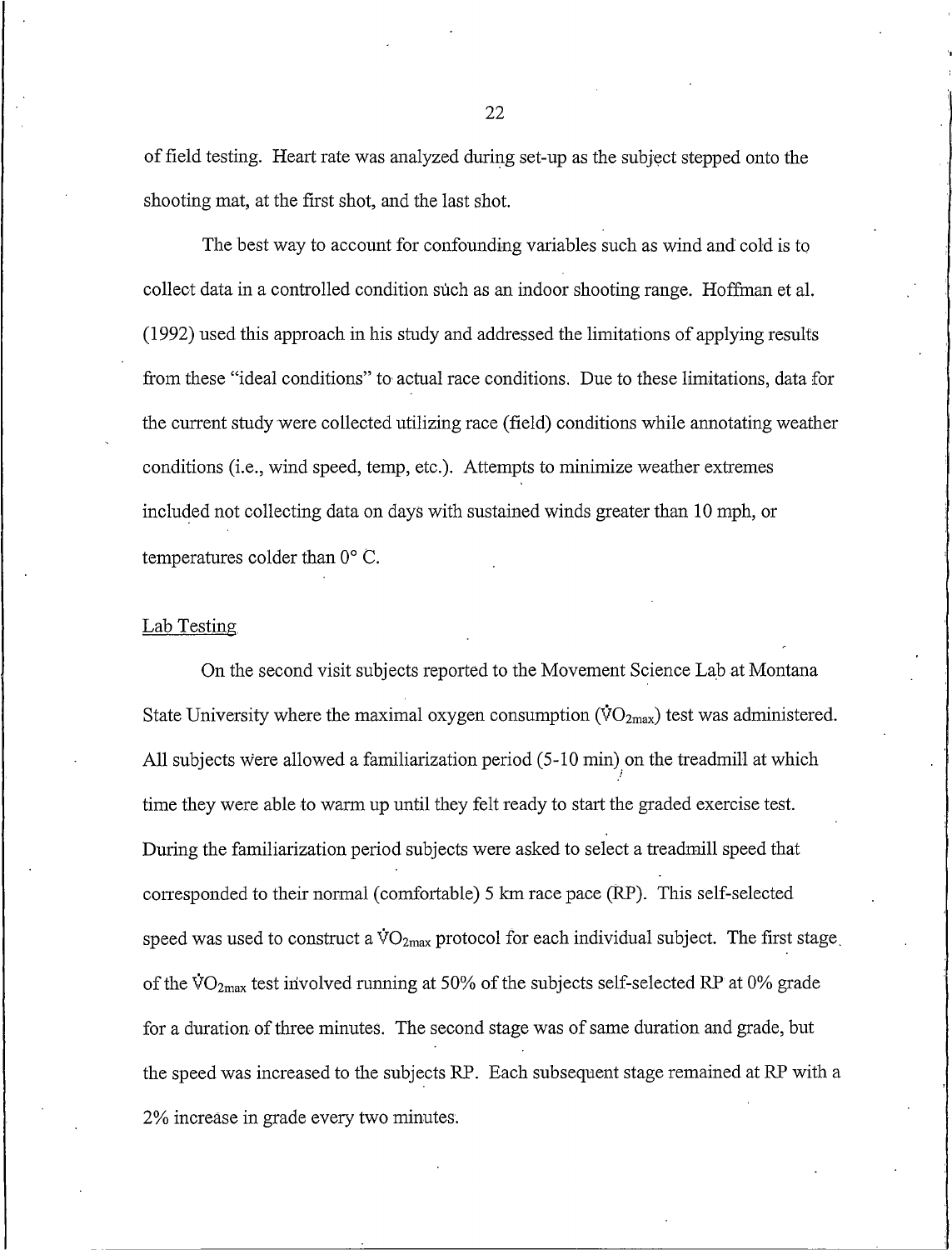of field testing. Heart rate was analyzed during set-up as the subject stepped onto the shooting mat, at the first shot, and the last shot.

The best way to account for confounding variables such as wind and cold is to collect data in a controlled condition such as an indoor shooting range. Hoffman et al. (1992) used this approach in his study and addressed the limitations of applying results from these "ideal conditions" to actual race conditions. Due to these limitations, data for the current study were collected utilizing race (field) conditions while annotating weather conditions (i.e., wind speed, temp, etc.). Attempts to minimize weather extremes included not collecting data on days with sustained winds greater than 10 mph, or temperatures colder than 0° C.

## Lab Testing

On the second visit subjects reported to the Movement Science Lab at Montana State University where the maximal oxygen consumption ($\dot{V}O_{2max}$) test was administered. All subjects were allowed a familiarization period (5-10 min) on the treadmill at which time they were able to warm up until they felt ready to start the graded exercise test. During the familiarization period subjects were asked to select a treadmill speed that corresponded to their normal (comfortable) 5 km race pace (RP). This self-selected speed was used to construct a $\dot{V}O_{2max}$ protocol for each individual subject. The first stage of the $\dot{V}O_{2max}$ test involved running at 50% of the subjects self-selected RP at 0% grade for a duration of three minutes. The second stage was of same duration and grade, but the speed was increased to the subjects RP. Each subsequent stage remained at RP with a 2% increase in grade every two minutes.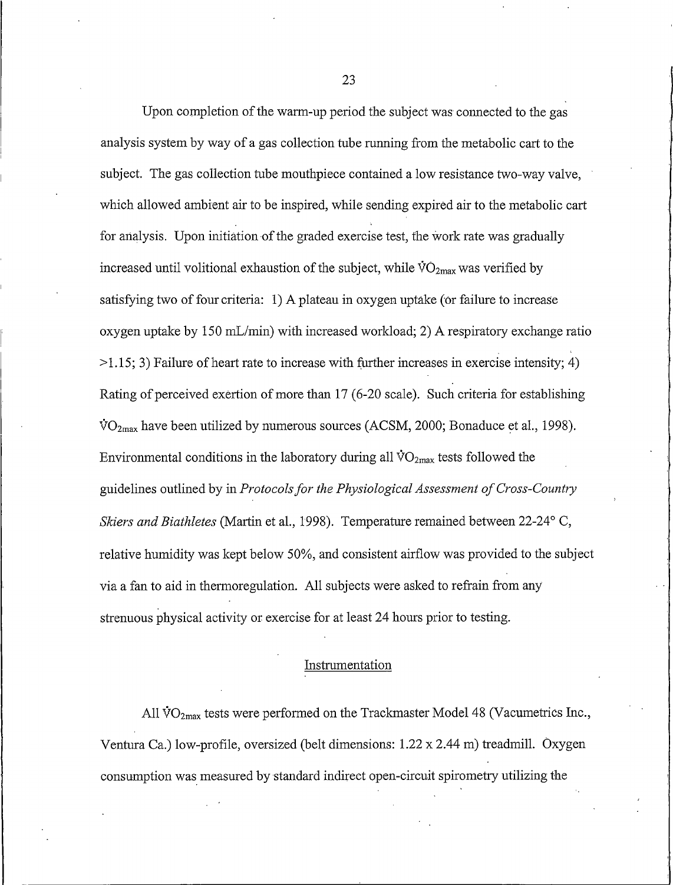Upon completion of the warm-up period the subject was connected to the gas analysis system by way of a gas collection tube running from the metabolic cart to the subject. The gas collection tube mouthpiece contained a low resistance two-way valve, which allowed ambient air to be inspired, while sending expired air to the metabolic cart for analysis. Upon initiation of the graded exercise test, the work rate was gradually increased until volitional exhaustion of the subject, while $\dot{V}O_{2max}$ was verified by satisfying two of four criteria: 1) A plateau in oxygen uptake (or failure to increase oxygen uptake by 150 mL/min) with increased workload; 2) A respiratory exchange ratio >1.15; 3) Failure of heart rate to increase with further increases in exercise intensity; 4) Rating of perceived exertion of more than 17 (6-20 scale). Such criteria for establishing $\dot{V}O_{2max}$ have been utilized by numerous sources (ACSM, 2000; Bonaduce et al., 1998). Environmental conditions in the laboratory during all $\dot{V}O_{2max}$ tests followed the guidelines outlined by in *Protocols for the Physiological Assessment of Cross-Country Skiers and Biathletes* (Martin et al., 1998). Temperature remained between 22-24° C, relative humidity was kept below 50%, and consistent airflow was provided to the subject via a fan to aid in thermoregulation. All subjects were asked to refrain from any strenuous physical activity or exercise for at least 24 hours prior to testing.

## Instrumentation

All $\dot{V}O_{2max}$ tests were performed on the Trackmaster Model 48 (Vacumetrics Inc., Ventura Ca.) low-profile, oversized (belt dimensions: 1.22 x 2.44 m) treadmill. Oxygen consumption was measured by standard indirect open-circuit spirometry utilizing the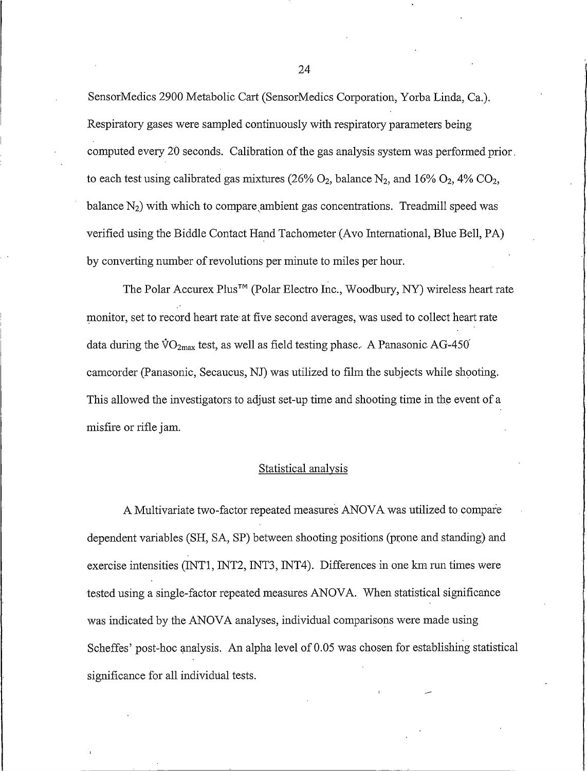SensorMedics 2900 Metabolic Cart (SensorMedics Corporation, Yorba Linda, Ca.). Respiratory gases were sampled continuously with respiratory parameters being computed every 20 seconds. Calibration of the gas analysis system was performed prior to each test using calibrated gas mixtures (26% $O_2$, balance $N_2$, and 16% $O_2$, 4% $CO_2$, balance $N_2$) with which to compare ambient gas concentrations. Treadmill speed was verified using the Biddle Contact Hand Tachometer (Avo International, Blue Bell, PA) by converting number of revolutions per minute to miles per hour.

The Polar Accurex Plus™ (Polar Electro Inc., Woodbury, NY) wireless heart rate monitor, set to record heart rate at five second averages, was used to collect heart rate data during the $\dot{V}O_{2max}$ test, as well as field testing phase. A Panasonic AG-450 camcorder (Panasonic, Secaucus, NJ) was utilized to film the subjects while shooting. This allowed the investigators to adjust set-up time and shooting time in the event of a misfire or rifle jam.

## Statistical analysis

A Multivariate two-factor repeated measures ANOVA was utilized to compare dependent variables (SH, SA, SP) between shooting positions (prone and standing) and exercise intensities (INT1, INT2, INT3, INT4). Differences in one km run times were tested using a single-factor repeated measures ANOVA. When statistical significance was indicated by the ANOVA analyses, individual comparisons were made using Scheffes' post-hoc analysis. An alpha level of 0.05 was chosen for establishing statistical significance for all individual tests.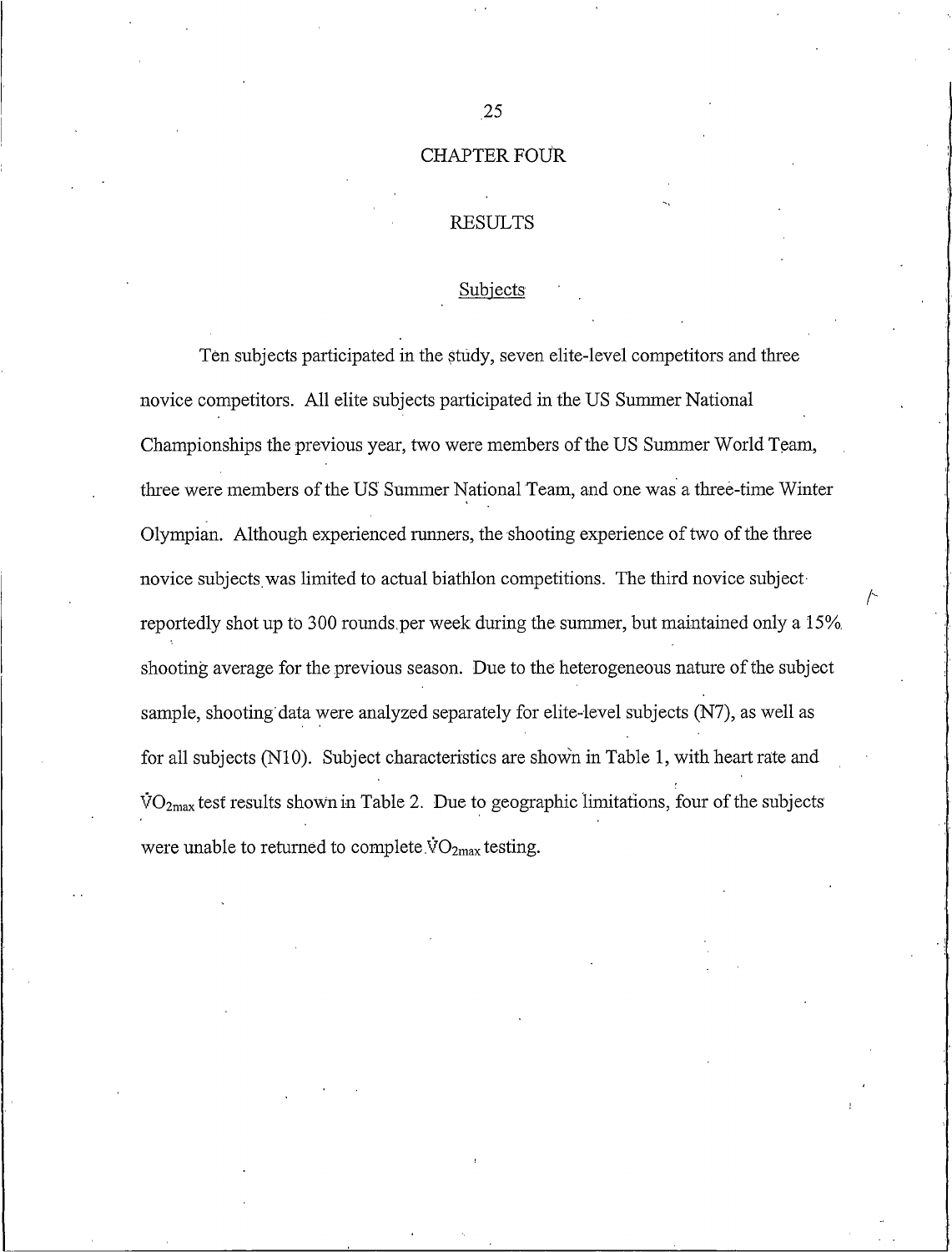# CHAPTER FOUR

## RESULTS

### Subjects

Ten subjects participated in the study, seven elite-level competitors and three novice competitors. All elite subjects participated in the US Summer National Championships the previous year, two were members of the US Summer World Team, three were members of the US Summer National Team, and one was a three-time Winter Olympian. Although experienced runners, the shooting experience of two of the three novice subjects was limited to actual biathlon competitions. The third novice subject reportedly shot up to 300 rounds per week during the summer, but maintained only a 15% shooting average for the previous season. Due to the heterogeneous nature of the subject sample, shooting data were analyzed separately for elite-level subjects (N7), as well as for all subjects (N10). Subject characteristics are shown in Table 1, with heart rate and $\dot{V}O_{2max}$ test results shown in Table 2. Due to geographic limitations, four of the subjects were unable to returned to complete $\dot{V}O_{2max}$ testing.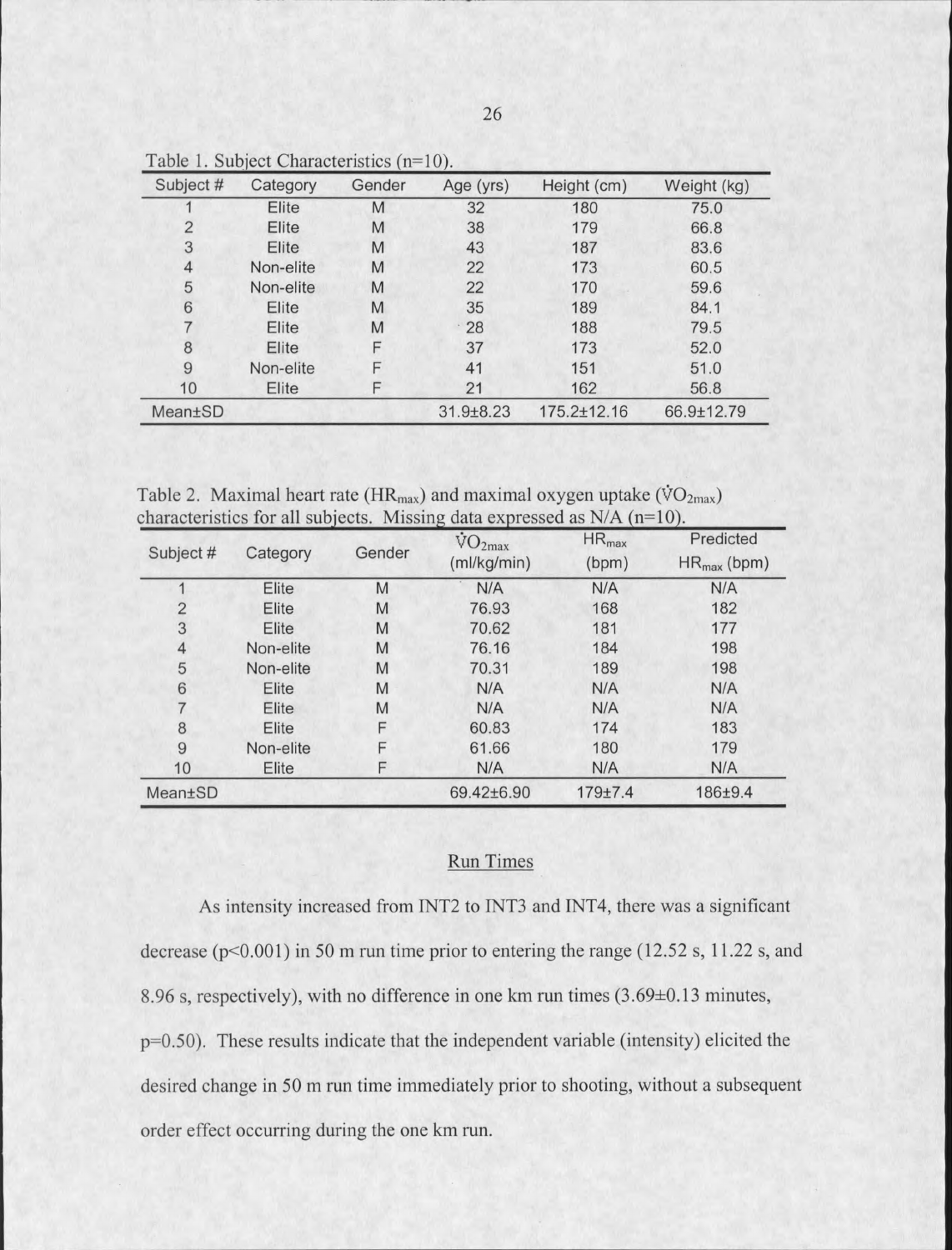Table 1. Subject Characteristics (n=10).

| Subject # | Category | Gender | Age (yrs) | Height (cm) | Weight (kg) |
|---|---|---|---|---|---|
| 1 | Elite | M | 32 | 180 | 75.0 |
| 2 | Elite | M | 38 | 179 | 66.8 |
| 3 | Elite | M | 43 | 187 | 83.6 |
| 4 | Non-elite | M | 22 | 173 | 60.5 |
| 5 | Non-elite | M | 22 | 170 | 59.6 |
| 6 | Elite | M | 35 | 189 | 84.1 |
| 7 | Elite | M | 28 | 188 | 79.5 |
| 8 | Elite | F | 37 | 173 | 52.0 |
| 9 | Non-elite | F | 41 | 151 | 51.0 |
| 10 | Elite | F | 21 | 162 | 56.8 |
| Mean±SD | | | 31.9±8.23 | 175.2±12.16 | 66.9±12.79 |

Table 2. Maximal heart rate ($HR_{max}$) and maximal oxygen uptake ($\dot{V}O_{2max}$) characteristics for all subjects. Missing data expressed as N/A (n=10).

| Subject # | Category | Gender | $\dot{V}O_{2max}$ (ml/kg/min) | $HR_{max}$ (bpm) | Predicted $HR_{max}$ (bpm) |
|---|---|---|---|---|---|
| 1 | Elite | M | N/A | N/A | N/A |
| 2 | Elite | M | 76.93 | 168 | 182 |
| 3 | Elite | M | 70.62 | 181 | 177 |
| 4 | Non-elite | M | 76.16 | 184 | 198 |
| 5 | Non-elite | M | 70.31 | 189 | 198 |
| 6 | Elite | M | N/A | N/A | N/A |
| 7 | Elite | M | N/A | N/A | N/A |
| 8 | Elite | F | 60.83 | 174 | 183 |
| 9 | Non-elite | F | 61.66 | 180 | 179 |
| 10 | Elite | F | N/A | N/A | N/A |
| Mean±SD | | | 69.42±6.90 | 179±7.4 | 186±9.4 |

## Run Times

As intensity increased from INT2 to INT3 and INT4, there was a significant decrease ($p<0.001$) in 50 m run time prior to entering the range (12.52 s, 11.22 s, and 8.96 s, respectively), with no difference in one km run times (3.69±0.13 minutes, $p=0.50$). These results indicate that the independent variable (intensity) elicited the desired change in 50 m run time immediately prior to shooting, without a subsequent order effect occurring during the one km run.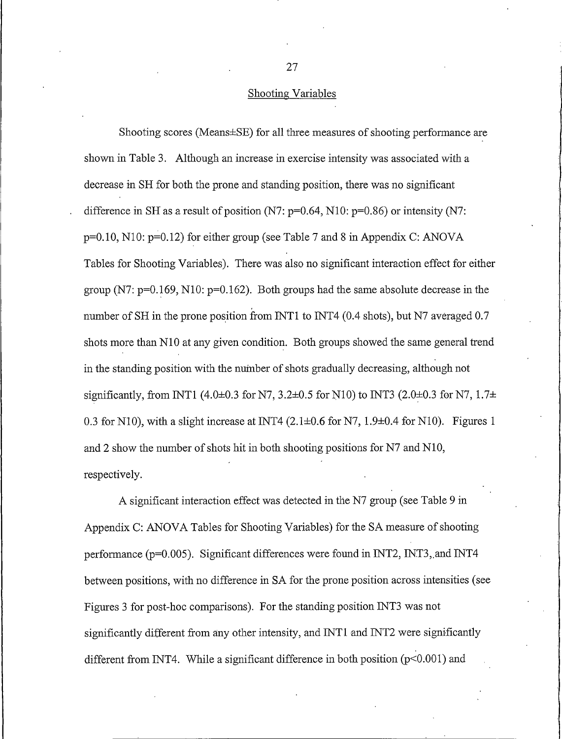## Shooting Variables

Shooting scores (Means±SE) for all three measures of shooting performance are shown in Table 3. Although an increase in exercise intensity was associated with a decrease in SH for both the prone and standing position, there was no significant difference in SH as a result of position (N7: $p=0.64$, N10: $p=0.86$) or intensity (N7: $p=0.10$, N10: $p=0.12$) for either group (see Table 7 and 8 in Appendix C: ANOVA Tables for Shooting Variables). There was also no significant interaction effect for either group (N7: $p=0.169$, N10: $p=0.162$). Both groups had the same absolute decrease in the number of SH in the prone position from INT1 to INT4 (0.4 shots), but N7 averaged 0.7 shots more than N10 at any given condition. Both groups showed the same general trend in the standing position with the number of shots gradually decreasing, although not significantly, from INT1 (4.0±0.3 for N7, 3.2±0.5 for N10) to INT3 (2.0±0.3 for N7, 1.7± 0.3 for N10), with a slight increase at INT4 (2.1±0.6 for N7, 1.9±0.4 for N10). Figures 1 and 2 show the number of shots hit in both shooting positions for N7 and N10, respectively.

A significant interaction effect was detected in the N7 group (see Table 9 in Appendix C: ANOVA Tables for Shooting Variables) for the SA measure of shooting performance ($p=0.005$). Significant differences were found in INT2, INT3, and INT4 between positions, with no difference in SA for the prone position across intensities (see Figures 3 for post-hoc comparisons). For the standing position INT3 was not significantly different from any other intensity, and INT1 and INT2 were significantly different from INT4. While a significant difference in both position ($p<0.001$) and